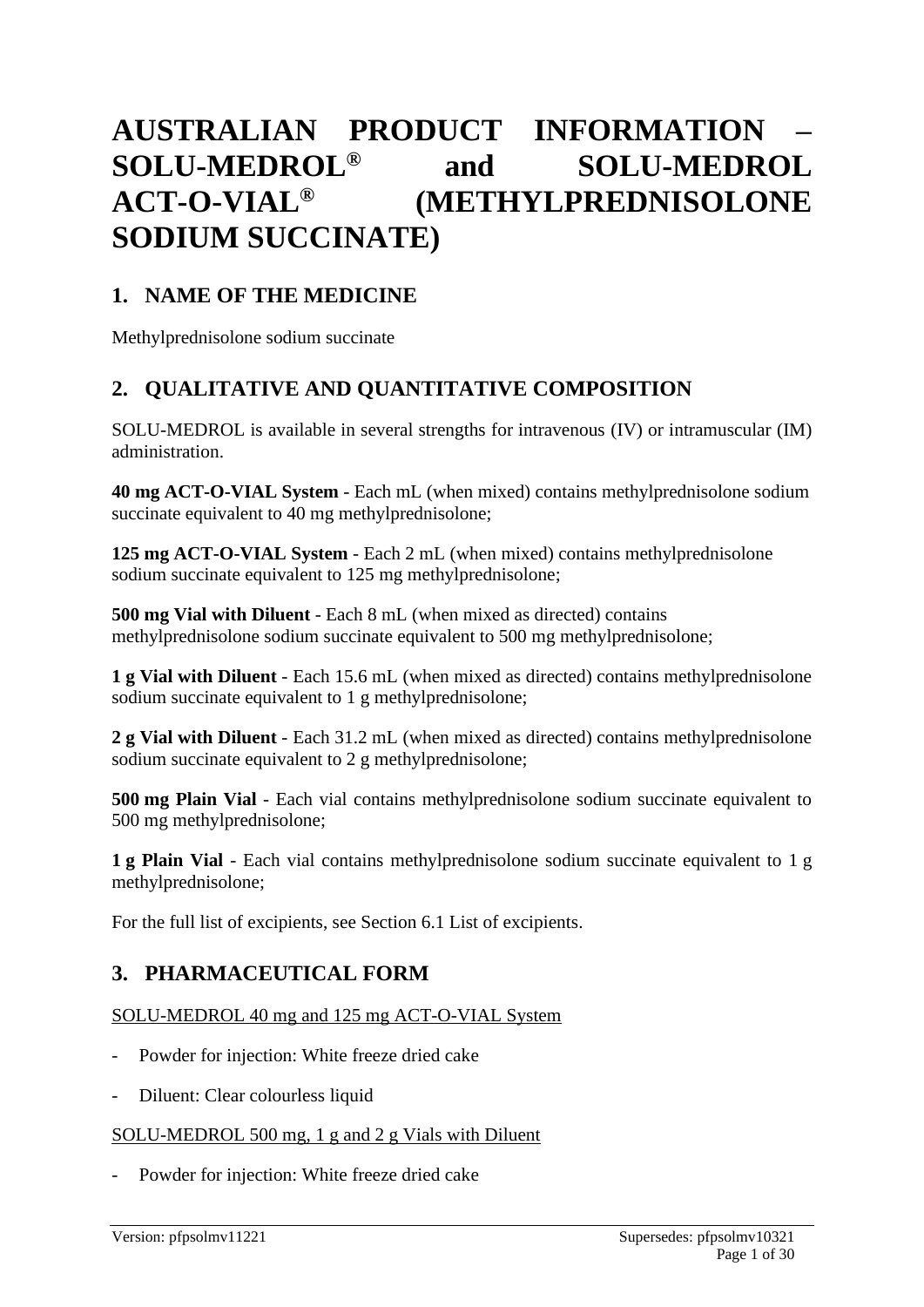# AUSTRALIAN PRODUCT INFORMATION – SOLU-MEDROL® and SOLU-MEDROL ACT-O-VIAL® (METHYLPREDNISOLONE SODIUM SUCCINATE)

## 1. NAME OF THE MEDICINE

Methylprednisolone sodium succinate

## 2. QUALITATIVE AND QUANTITATIVE COMPOSITION

SOLU-MEDROL is available in several strengths for intravenous (IV) or intramuscular (IM) administration.

**40 mg ACT-O-VIAL System** - Each mL (when mixed) contains methylprednisolone sodium succinate equivalent to 40 mg methylprednisolone;

**125 mg ACT-O-VIAL System** - Each 2 mL (when mixed) contains methylprednisolone sodium succinate equivalent to 125 mg methylprednisolone;

**500 mg Vial with Diluent** - Each 8 mL (when mixed as directed) contains methylprednisolone sodium succinate equivalent to 500 mg methylprednisolone;

**1 g Vial with Diluent** - Each 15.6 mL (when mixed as directed) contains methylprednisolone sodium succinate equivalent to 1 g methylprednisolone;

**2 g Vial with Diluent** - Each 31.2 mL (when mixed as directed) contains methylprednisolone sodium succinate equivalent to 2 g methylprednisolone;

**500 mg Plain Vial** - Each vial contains methylprednisolone sodium succinate equivalent to 500 mg methylprednisolone;

**1 g Plain Vial** - Each vial contains methylprednisolone sodium succinate equivalent to 1 g methylprednisolone;

For the full list of excipients, see Section 6.1 List of excipients.

## 3. PHARMACEUTICAL FORM

SOLU-MEDROL 40 mg and 125 mg ACT-O-VIAL System

- Powder for injection: White freeze dried cake
- Diluent: Clear colourless liquid

SOLU-MEDROL 500 mg, 1 g and 2 g Vials with Diluent

- Powder for injection: White freeze dried cake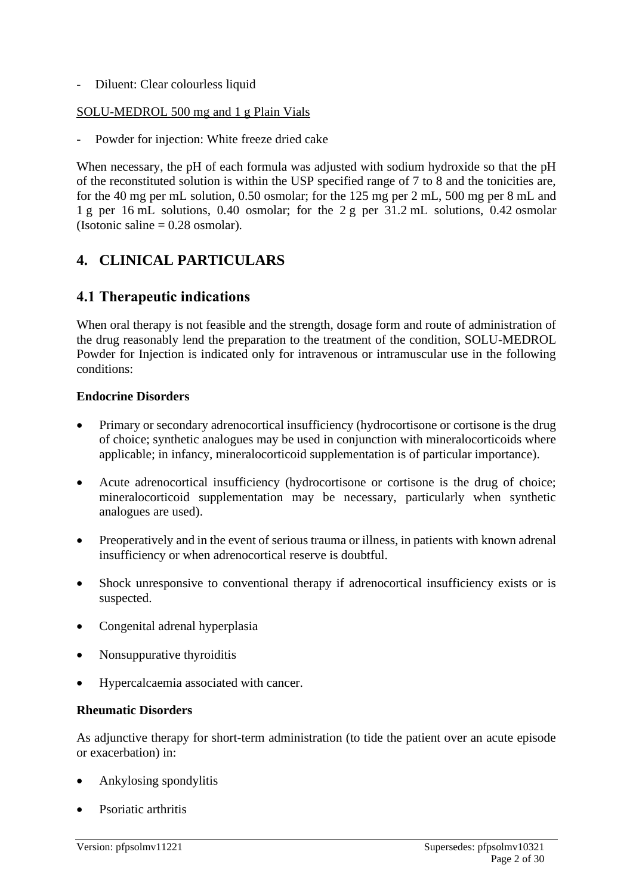- Diluent: Clear colourless liquid

SOLU-MEDROL 500 mg and 1 g Plain Vials

- Powder for injection: White freeze dried cake

When necessary, the pH of each formula was adjusted with sodium hydroxide so that the pH of the reconstituted solution is within the USP specified range of 7 to 8 and the tonicities are, for the 40 mg per mL solution, 0.50 osmolar; for the 125 mg per 2 mL, 500 mg per 8 mL and 1 g per 16 mL solutions, 0.40 osmolar; for the 2 g per 31.2 mL solutions, 0.42 osmolar (Isotonic saline = 0.28 osmolar).

# 4. CLINICAL PARTICULARS

## 4.1 Therapeutic indications

When oral therapy is not feasible and the strength, dosage form and route of administration of the drug reasonably lend the preparation to the treatment of the condition, SOLU-MEDROL Powder for Injection is indicated only for intravenous or intramuscular use in the following conditions:

**Endocrine Disorders**

- Primary or secondary adrenocortical insufficiency (hydrocortisone or cortisone is the drug of choice; synthetic analogues may be used in conjunction with mineralocorticoids where applicable; in infancy, mineralocorticoid supplementation is of particular importance).
- Acute adrenocortical insufficiency (hydrocortisone or cortisone is the drug of choice; mineralocorticoid supplementation may be necessary, particularly when synthetic analogues are used).
- Preoperatively and in the event of serious trauma or illness, in patients with known adrenal insufficiency or when adrenocortical reserve is doubtful.
- Shock unresponsive to conventional therapy if adrenocortical insufficiency exists or is suspected.
- Congenital adrenal hyperplasia
- Nonsuppurative thyroiditis
- Hypercalcaemia associated with cancer.

**Rheumatic Disorders**

As adjunctive therapy for short-term administration (to tide the patient over an acute episode or exacerbation) in:

- Ankylosing spondylitis
- Psoriatic arthritis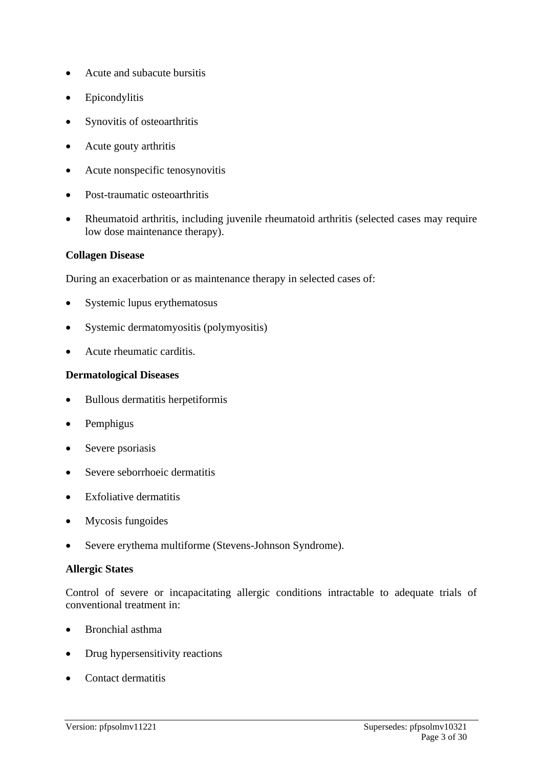- Acute and subacute bursitis
- Epicondylitis
- Synovitis of osteoarthritis
- Acute gouty arthritis
- Acute nonspecific tenosynovitis
- Post-traumatic osteoarthritis
- Rheumatoid arthritis, including juvenile rheumatoid arthritis (selected cases may require low dose maintenance therapy).

**Collagen Disease**

During an exacerbation or as maintenance therapy in selected cases of:

- Systemic lupus erythematosus
- Systemic dermatomyositis (polymyositis)
- Acute rheumatic carditis.

**Dermatological Diseases**

- Bullous dermatitis herpetiformis
- Pemphigus
- Severe psoriasis
- Severe seborrhoeic dermatitis
- Exfoliative dermatitis
- Mycosis fungoides
- Severe erythema multiforme (Stevens-Johnson Syndrome).

**Allergic States**

Control of severe or incapacitating allergic conditions intractable to adequate trials of conventional treatment in:

- Bronchial asthma
- Drug hypersensitivity reactions
- Contact dermatitis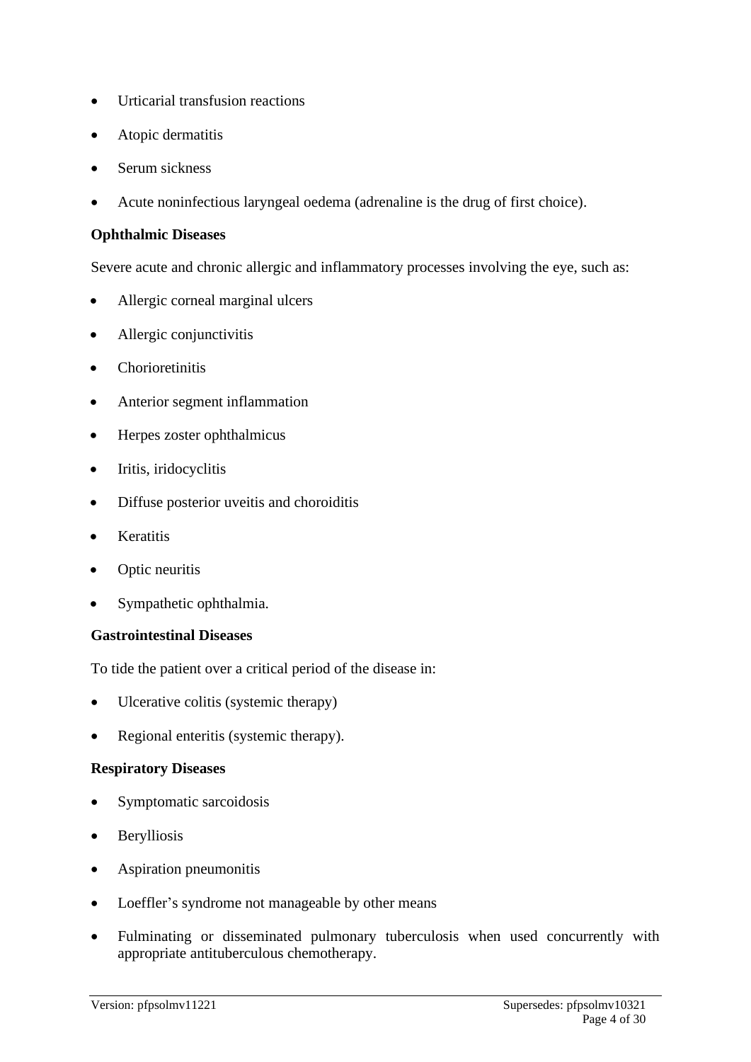- Urticarial transfusion reactions
- Atopic dermatitis
- Serum sickness
- Acute noninfectious laryngeal oedema (adrenaline is the drug of first choice).

**Ophthalmic Diseases**

Severe acute and chronic allergic and inflammatory processes involving the eye, such as:

- Allergic corneal marginal ulcers
- Allergic conjunctivitis
- Chorioretinitis
- Anterior segment inflammation
- Herpes zoster ophthalmicus
- Iritis, iridocyclitis
- Diffuse posterior uveitis and choroiditis
- Keratitis
- Optic neuritis
- Sympathetic ophthalmia.

**Gastrointestinal Diseases**

To tide the patient over a critical period of the disease in:

- Ulcerative colitis (systemic therapy)
- Regional enteritis (systemic therapy).

**Respiratory Diseases**

- Symptomatic sarcoidosis
- Berylliosis
- Aspiration pneumonitis
- Loeffler's syndrome not manageable by other means
- Fulminating or disseminated pulmonary tuberculosis when used concurrently with appropriate antituberculous chemotherapy.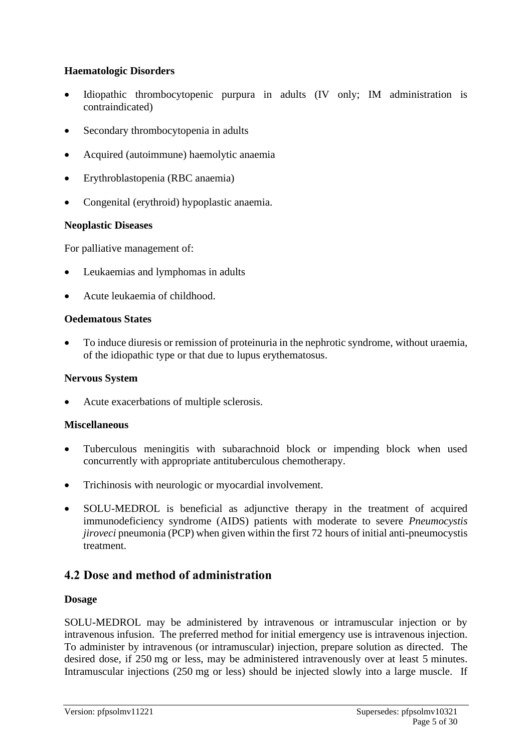**Haematologic Disorders**

- Idiopathic thrombocytopenic purpura in adults (IV only; IM administration is contraindicated)
- Secondary thrombocytopenia in adults
- Acquired (autoimmune) haemolytic anaemia
- Erythroblastopenia (RBC anaemia)
- Congenital (erythroid) hypoplastic anaemia.

**Neoplastic Diseases**

For palliative management of:

- Leukaemias and lymphomas in adults
- Acute leukaemia of childhood.

**Oedematous States**

- To induce diuresis or remission of proteinuria in the nephrotic syndrome, without uraemia, of the idiopathic type or that due to lupus erythematosus.

**Nervous System**

- Acute exacerbations of multiple sclerosis.

**Miscellaneous**

- Tuberculous meningitis with subarachnoid block or impending block when used concurrently with appropriate antituberculous chemotherapy.
- Trichinosis with neurologic or myocardial involvement.
- SOLU-MEDROL is beneficial as adjunctive therapy in the treatment of acquired immunodeficiency syndrome (AIDS) patients with moderate to severe *Pneumocystis jiroveci* pneumonia (PCP) when given within the first 72 hours of initial anti-pneumocystis treatment.

## 4.2 Dose and method of administration

**Dosage**

SOLU-MEDROL may be administered by intravenous or intramuscular injection or by intravenous infusion. The preferred method for initial emergency use is intravenous injection. To administer by intravenous (or intramuscular) injection, prepare solution as directed. The desired dose, if 250 mg or less, may be administered intravenously over at least 5 minutes. Intramuscular injections (250 mg or less) should be injected slowly into a large muscle. If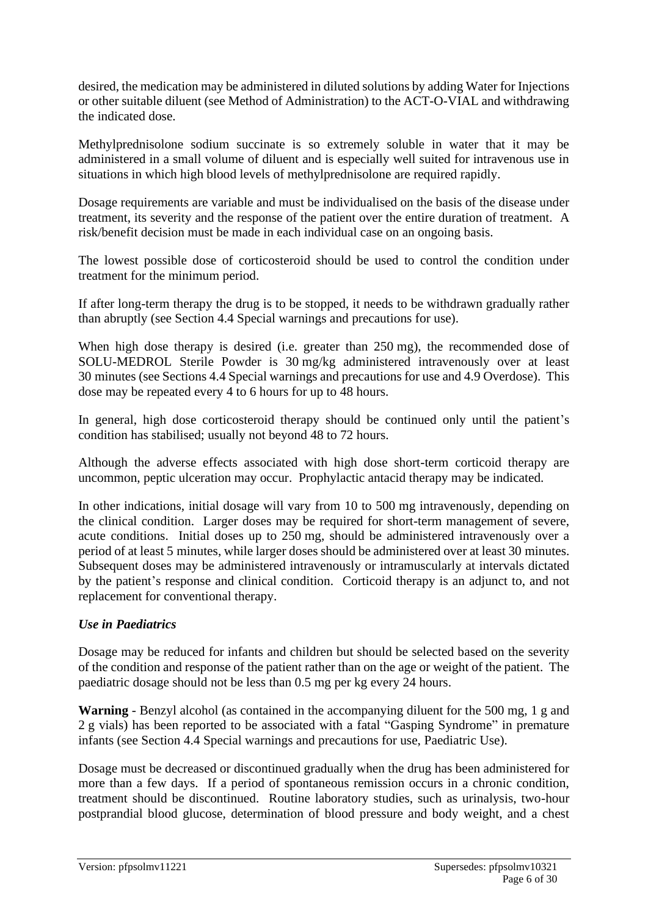desired, the medication may be administered in diluted solutions by adding Water for Injections or other suitable diluent (see Method of Administration) to the ACT-O-VIAL and withdrawing the indicated dose.

Methylprednisolone sodium succinate is so extremely soluble in water that it may be administered in a small volume of diluent and is especially well suited for intravenous use in situations in which high blood levels of methylprednisolone are required rapidly.

Dosage requirements are variable and must be individualised on the basis of the disease under treatment, its severity and the response of the patient over the entire duration of treatment. A risk/benefit decision must be made in each individual case on an ongoing basis.

The lowest possible dose of corticosteroid should be used to control the condition under treatment for the minimum period.

If after long-term therapy the drug is to be stopped, it needs to be withdrawn gradually rather than abruptly (see Section 4.4 Special warnings and precautions for use).

When high dose therapy is desired (i.e. greater than 250 mg), the recommended dose of SOLU-MEDROL Sterile Powder is 30 mg/kg administered intravenously over at least 30 minutes (see Sections 4.4 Special warnings and precautions for use and 4.9 Overdose). This dose may be repeated every 4 to 6 hours for up to 48 hours.

In general, high dose corticosteroid therapy should be continued only until the patient's condition has stabilised; usually not beyond 48 to 72 hours.

Although the adverse effects associated with high dose short-term corticoid therapy are uncommon, peptic ulceration may occur. Prophylactic antacid therapy may be indicated.

In other indications, initial dosage will vary from 10 to 500 mg intravenously, depending on the clinical condition. Larger doses may be required for short-term management of severe, acute conditions. Initial doses up to 250 mg, should be administered intravenously over a period of at least 5 minutes, while larger doses should be administered over at least 30 minutes. Subsequent doses may be administered intravenously or intramuscularly at intervals dictated by the patient's response and clinical condition. Corticoid therapy is an adjunct to, and not replacement for conventional therapy.

### *Use in Paediatrics*

Dosage may be reduced for infants and children but should be selected based on the severity of the condition and response of the patient rather than on the age or weight of the patient. The paediatric dosage should not be less than 0.5 mg per kg every 24 hours.

**Warning** - Benzyl alcohol (as contained in the accompanying diluent for the 500 mg, 1 g and 2 g vials) has been reported to be associated with a fatal "Gasping Syndrome" in premature infants (see Section 4.4 Special warnings and precautions for use, Paediatric Use).

Dosage must be decreased or discontinued gradually when the drug has been administered for more than a few days. If a period of spontaneous remission occurs in a chronic condition, treatment should be discontinued. Routine laboratory studies, such as urinalysis, two-hour postprandial blood glucose, determination of blood pressure and body weight, and a chest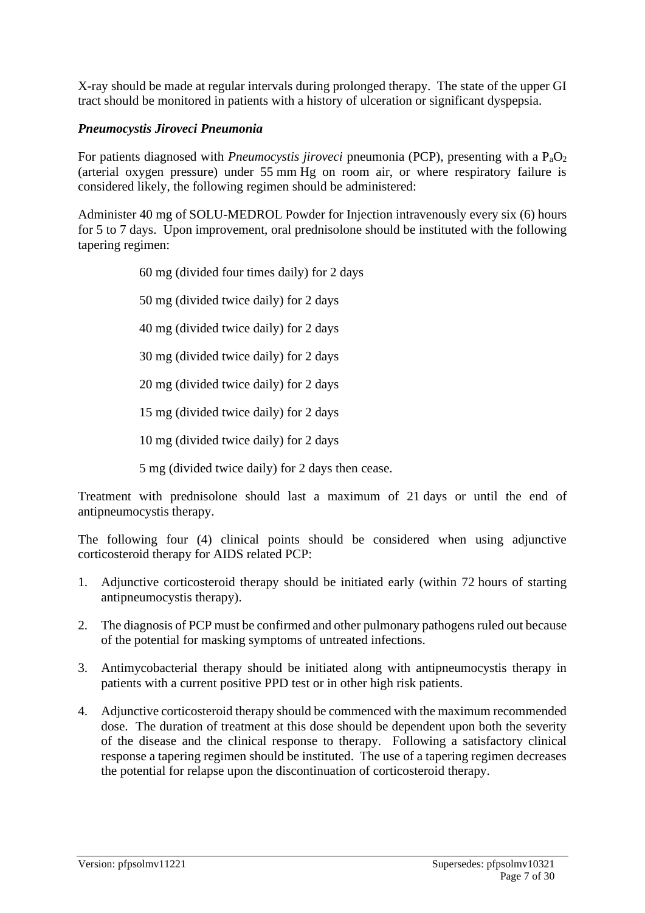X-ray should be made at regular intervals during prolonged therapy. The state of the upper GI tract should be monitored in patients with a history of ulceration or significant dyspepsia.

### *Pneumocystis Jiroveci Pneumonia*

For patients diagnosed with *Pneumocystis jiroveci* pneumonia (PCP), presenting with a $P_aO_2$ (arterial oxygen pressure) under 55 mm Hg on room air, or where respiratory failure is considered likely, the following regimen should be administered:

Administer 40 mg of SOLU-MEDROL Powder for Injection intravenously every six (6) hours for 5 to 7 days. Upon improvement, oral prednisolone should be instituted with the following tapering regimen:

60 mg (divided four times daily) for 2 days

50 mg (divided twice daily) for 2 days

40 mg (divided twice daily) for 2 days

30 mg (divided twice daily) for 2 days

20 mg (divided twice daily) for 2 days

15 mg (divided twice daily) for 2 days

10 mg (divided twice daily) for 2 days

5 mg (divided twice daily) for 2 days then cease.

Treatment with prednisolone should last a maximum of 21 days or until the end of antipneumocystis therapy.

The following four (4) clinical points should be considered when using adjunctive corticosteroid therapy for AIDS related PCP:

1. Adjunctive corticosteroid therapy should be initiated early (within 72 hours of starting antipneumocystis therapy).
2. The diagnosis of PCP must be confirmed and other pulmonary pathogens ruled out because of the potential for masking symptoms of untreated infections.
3. Antimycobacterial therapy should be initiated along with antipneumocystis therapy in patients with a current positive PPD test or in other high risk patients.
4. Adjunctive corticosteroid therapy should be commenced with the maximum recommended dose. The duration of treatment at this dose should be dependent upon both the severity of the disease and the clinical response to therapy. Following a satisfactory clinical response a tapering regimen should be instituted. The use of a tapering regimen decreases the potential for relapse upon the discontinuation of corticosteroid therapy.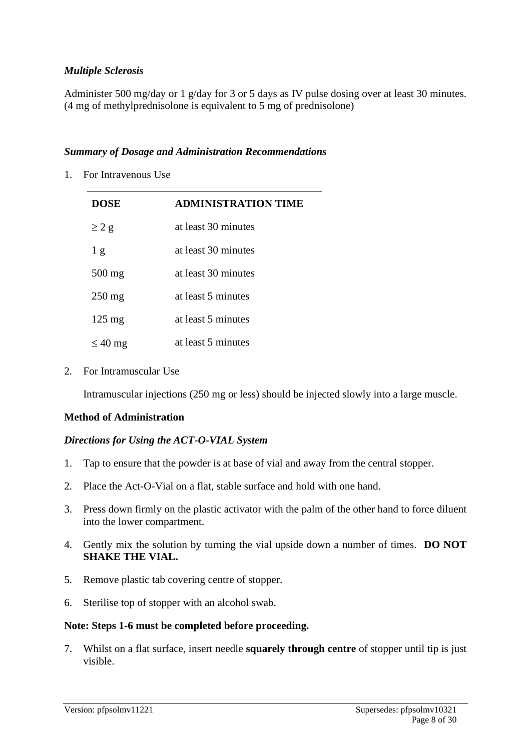***Multiple Sclerosis***

Administer 500 mg/day or 1 g/day for 3 or 5 days as IV pulse dosing over at least 30 minutes. (4 mg of methylprednisolone is equivalent to 5 mg of prednisolone)

***Summary of Dosage and Administration Recommendations***

1. For Intravenous Use

| DOSE | ADMINISTRATION TIME |
|---|---|
| ≥ 2 g | at least 30 minutes |
| 1 g | at least 30 minutes |
| 500 mg | at least 30 minutes |
| 250 mg | at least 5 minutes |
| 125 mg | at least 5 minutes |
| ≤ 40 mg | at least 5 minutes |

2. For Intramuscular Use

   Intramuscular injections (250 mg or less) should be injected slowly into a large muscle.

**Method of Administration**

***Directions for Using the ACT-O-VIAL System***

1. Tap to ensure that the powder is at base of vial and away from the central stopper.
2. Place the Act-O-Vial on a flat, stable surface and hold with one hand.
3. Press down firmly on the plastic activator with the palm of the other hand to force diluent into the lower compartment.
4. Gently mix the solution by turning the vial upside down a number of times. **DO NOT SHAKE THE VIAL.**
5. Remove plastic tab covering centre of stopper.
6. Sterilise top of stopper with an alcohol swab.

**Note: Steps 1-6 must be completed before proceeding.**

7. Whilst on a flat surface, insert needle **squarely through centre** of stopper until tip is just visible.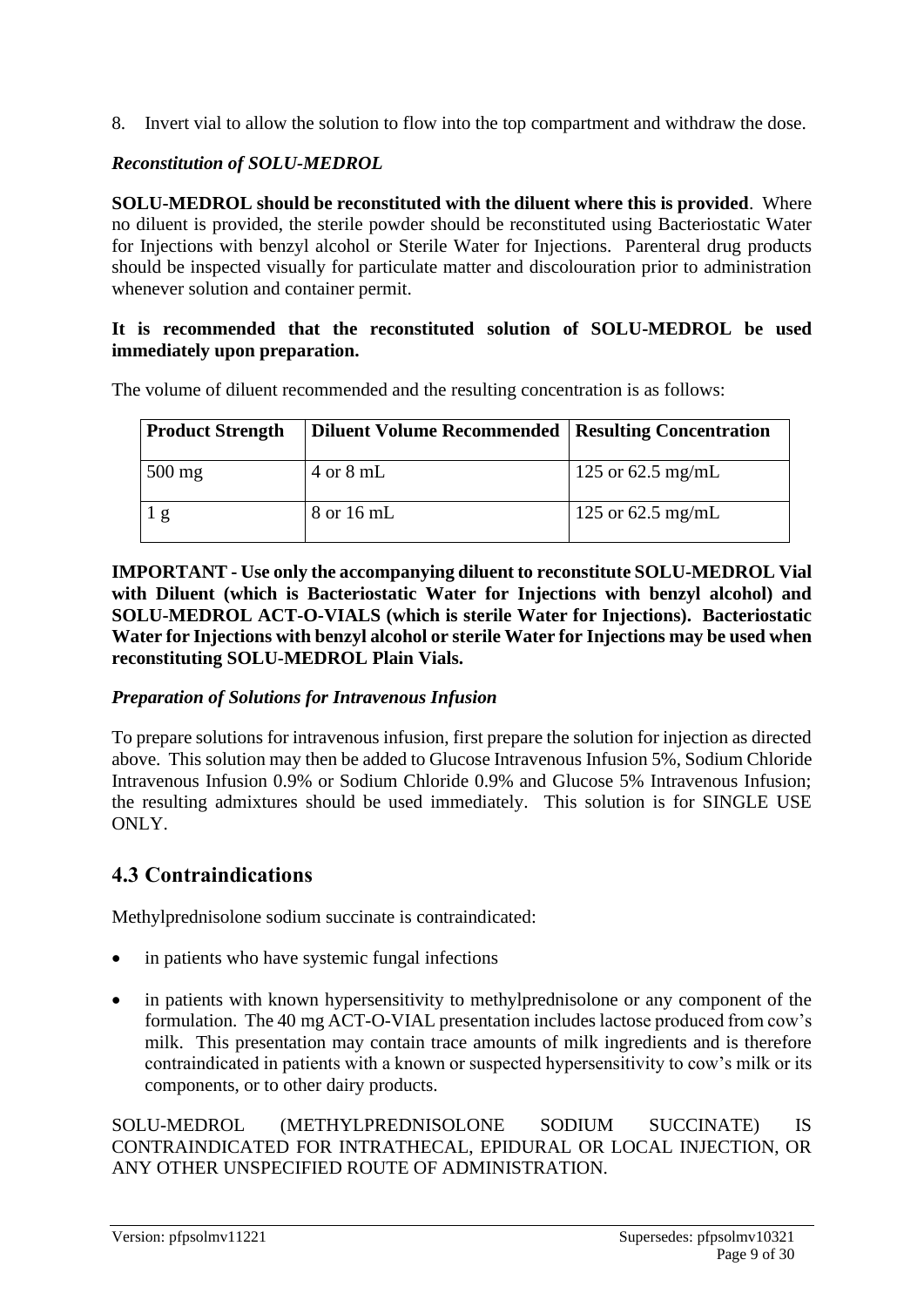8. Invert vial to allow the solution to flow into the top compartment and withdraw the dose.

***Reconstitution of SOLU-MEDROL***

**SOLU-MEDROL should be reconstituted with the diluent where this is provided**. Where no diluent is provided, the sterile powder should be reconstituted using Bacteriostatic Water for Injections with benzyl alcohol or Sterile Water for Injections. Parenteral drug products should be inspected visually for particulate matter and discolouration prior to administration whenever solution and container permit.

**It is recommended that the reconstituted solution of SOLU-MEDROL be used immediately upon preparation.**

The volume of diluent recommended and the resulting concentration is as follows:

| Product Strength | Diluent Volume Recommended | Resulting Concentration |
|---|---|---|
| 500 mg | 4 or 8 mL | 125 or 62.5 mg/mL |
| 1 g | 8 or 16 mL | 125 or 62.5 mg/mL |

**IMPORTANT - Use only the accompanying diluent to reconstitute SOLU-MEDROL Vial with Diluent (which is Bacteriostatic Water for Injections with benzyl alcohol) and SOLU-MEDROL ACT-O-VIALS (which is sterile Water for Injections). Bacteriostatic Water for Injections with benzyl alcohol or sterile Water for Injections may be used when reconstituting SOLU-MEDROL Plain Vials.**

***Preparation of Solutions for Intravenous Infusion***

To prepare solutions for intravenous infusion, first prepare the solution for injection as directed above. This solution may then be added to Glucose Intravenous Infusion 5%, Sodium Chloride Intravenous Infusion 0.9% or Sodium Chloride 0.9% and Glucose 5% Intravenous Infusion; the resulting admixtures should be used immediately. This solution is for SINGLE USE ONLY.

## 4.3 Contraindications

Methylprednisolone sodium succinate is contraindicated:

- in patients who have systemic fungal infections
- in patients with known hypersensitivity to methylprednisolone or any component of the formulation. The 40 mg ACT-O-VIAL presentation includes lactose produced from cow's milk. This presentation may contain trace amounts of milk ingredients and is therefore contraindicated in patients with a known or suspected hypersensitivity to cow's milk or its components, or to other dairy products.

SOLU-MEDROL (METHYLPREDNISOLONE SODIUM SUCCINATE) IS CONTRAINDICATED FOR INTRATHECAL, EPIDURAL OR LOCAL INJECTION, OR ANY OTHER UNSPECIFIED ROUTE OF ADMINISTRATION.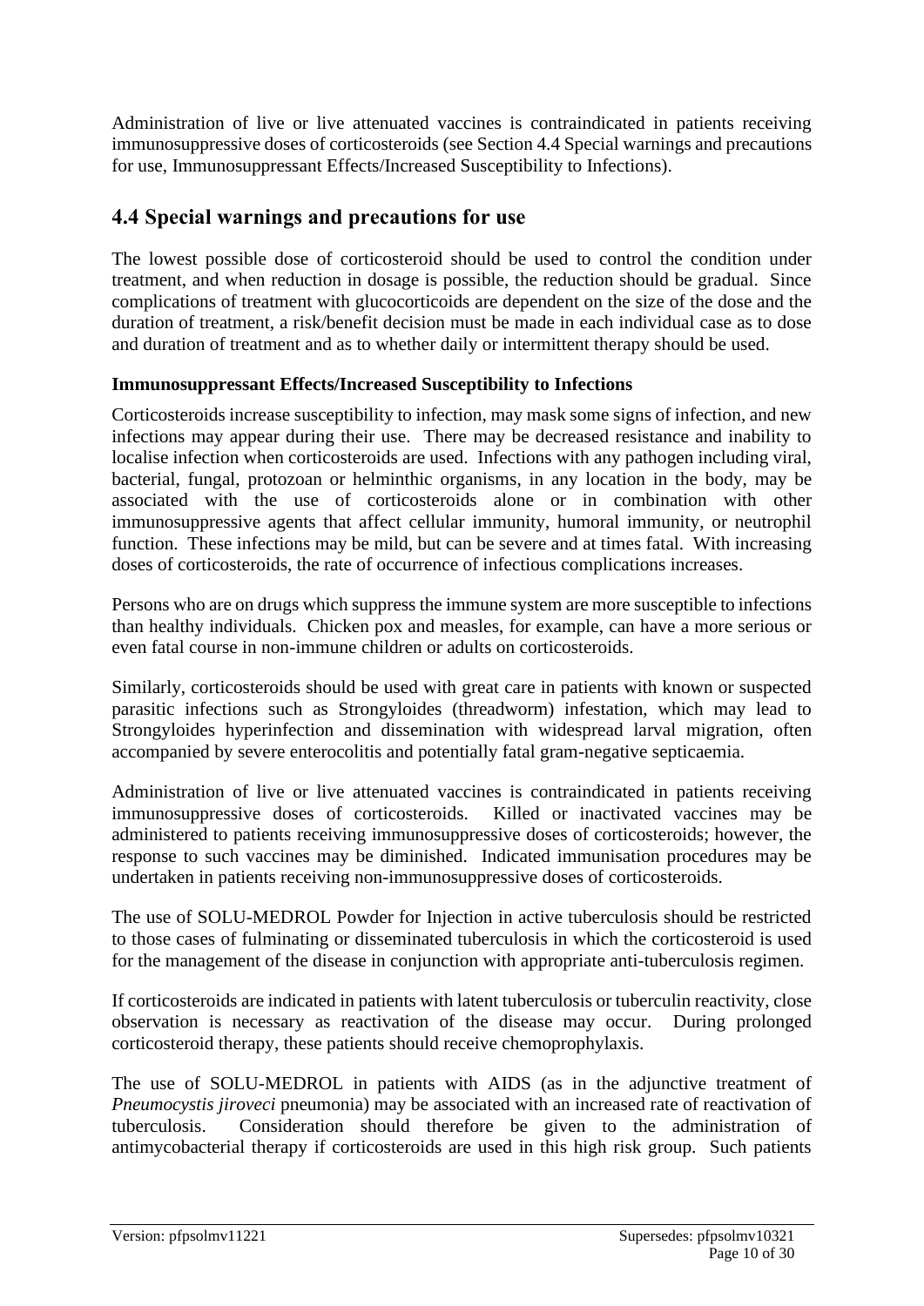Administration of live or live attenuated vaccines is contraindicated in patients receiving immunosuppressive doses of corticosteroids (see Section 4.4 Special warnings and precautions for use, Immunosuppressant Effects/Increased Susceptibility to Infections).

## 4.4 Special warnings and precautions for use

The lowest possible dose of corticosteroid should be used to control the condition under treatment, and when reduction in dosage is possible, the reduction should be gradual. Since complications of treatment with glucocorticoids are dependent on the size of the dose and the duration of treatment, a risk/benefit decision must be made in each individual case as to dose and duration of treatment and as to whether daily or intermittent therapy should be used.

**Immunosuppressant Effects/Increased Susceptibility to Infections**

Corticosteroids increase susceptibility to infection, may mask some signs of infection, and new infections may appear during their use. There may be decreased resistance and inability to localise infection when corticosteroids are used. Infections with any pathogen including viral, bacterial, fungal, protozoan or helminthic organisms, in any location in the body, may be associated with the use of corticosteroids alone or in combination with other immunosuppressive agents that affect cellular immunity, humoral immunity, or neutrophil function. These infections may be mild, but can be severe and at times fatal. With increasing doses of corticosteroids, the rate of occurrence of infectious complications increases.

Persons who are on drugs which suppress the immune system are more susceptible to infections than healthy individuals. Chicken pox and measles, for example, can have a more serious or even fatal course in non-immune children or adults on corticosteroids.

Similarly, corticosteroids should be used with great care in patients with known or suspected parasitic infections such as Strongyloides (threadworm) infestation, which may lead to Strongyloides hyperinfection and dissemination with widespread larval migration, often accompanied by severe enterocolitis and potentially fatal gram-negative septicaemia.

Administration of live or live attenuated vaccines is contraindicated in patients receiving immunosuppressive doses of corticosteroids. Killed or inactivated vaccines may be administered to patients receiving immunosuppressive doses of corticosteroids; however, the response to such vaccines may be diminished. Indicated immunisation procedures may be undertaken in patients receiving non-immunosuppressive doses of corticosteroids.

The use of SOLU-MEDROL Powder for Injection in active tuberculosis should be restricted to those cases of fulminating or disseminated tuberculosis in which the corticosteroid is used for the management of the disease in conjunction with appropriate anti-tuberculosis regimen.

If corticosteroids are indicated in patients with latent tuberculosis or tuberculin reactivity, close observation is necessary as reactivation of the disease may occur. During prolonged corticosteroid therapy, these patients should receive chemoprophylaxis.

The use of SOLU-MEDROL in patients with AIDS (as in the adjunctive treatment of *Pneumocystis jiroveci* pneumonia) may be associated with an increased rate of reactivation of tuberculosis. Consideration should therefore be given to the administration of antimycobacterial therapy if corticosteroids are used in this high risk group. Such patients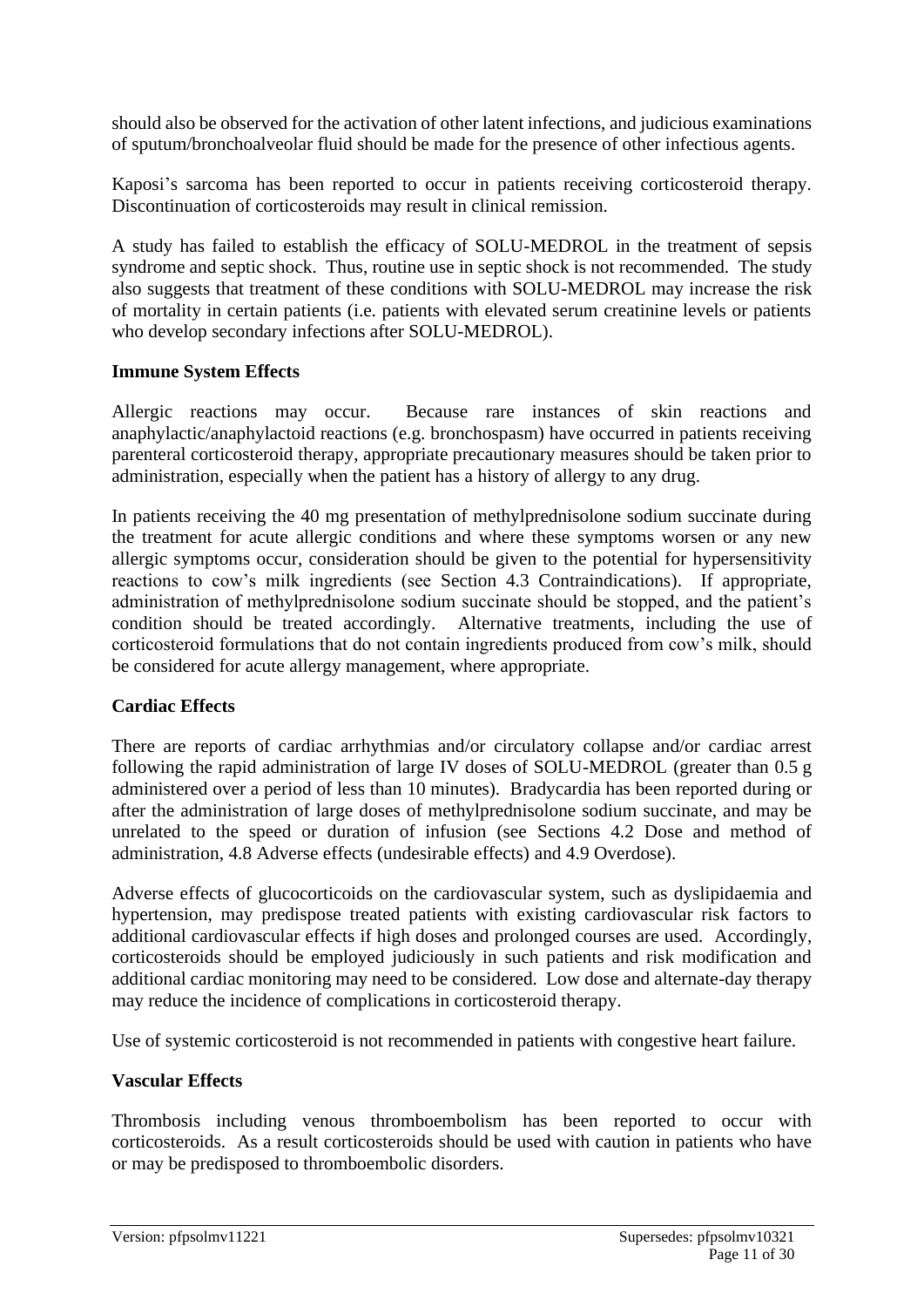should also be observed for the activation of other latent infections, and judicious examinations of sputum/bronchoalveolar fluid should be made for the presence of other infectious agents.

Kaposi's sarcoma has been reported to occur in patients receiving corticosteroid therapy. Discontinuation of corticosteroids may result in clinical remission.

A study has failed to establish the efficacy of SOLU-MEDROL in the treatment of sepsis syndrome and septic shock. Thus, routine use in septic shock is not recommended. The study also suggests that treatment of these conditions with SOLU-MEDROL may increase the risk of mortality in certain patients (i.e. patients with elevated serum creatinine levels or patients who develop secondary infections after SOLU-MEDROL).

**Immune System Effects**

Allergic reactions may occur. Because rare instances of skin reactions and anaphylactic/anaphylactoid reactions (e.g. bronchospasm) have occurred in patients receiving parenteral corticosteroid therapy, appropriate precautionary measures should be taken prior to administration, especially when the patient has a history of allergy to any drug.

In patients receiving the 40 mg presentation of methylprednisolone sodium succinate during the treatment for acute allergic conditions and where these symptoms worsen or any new allergic symptoms occur, consideration should be given to the potential for hypersensitivity reactions to cow's milk ingredients (see Section 4.3 Contraindications). If appropriate, administration of methylprednisolone sodium succinate should be stopped, and the patient's condition should be treated accordingly. Alternative treatments, including the use of corticosteroid formulations that do not contain ingredients produced from cow's milk, should be considered for acute allergy management, where appropriate.

**Cardiac Effects**

There are reports of cardiac arrhythmias and/or circulatory collapse and/or cardiac arrest following the rapid administration of large IV doses of SOLU-MEDROL (greater than 0.5 g administered over a period of less than 10 minutes). Bradycardia has been reported during or after the administration of large doses of methylprednisolone sodium succinate, and may be unrelated to the speed or duration of infusion (see Sections 4.2 Dose and method of administration, 4.8 Adverse effects (undesirable effects) and 4.9 Overdose).

Adverse effects of glucocorticoids on the cardiovascular system, such as dyslipidaemia and hypertension, may predispose treated patients with existing cardiovascular risk factors to additional cardiovascular effects if high doses and prolonged courses are used. Accordingly, corticosteroids should be employed judiciously in such patients and risk modification and additional cardiac monitoring may need to be considered. Low dose and alternate-day therapy may reduce the incidence of complications in corticosteroid therapy.

Use of systemic corticosteroid is not recommended in patients with congestive heart failure.

**Vascular Effects**

Thrombosis including venous thromboembolism has been reported to occur with corticosteroids. As a result corticosteroids should be used with caution in patients who have or may be predisposed to thromboembolic disorders.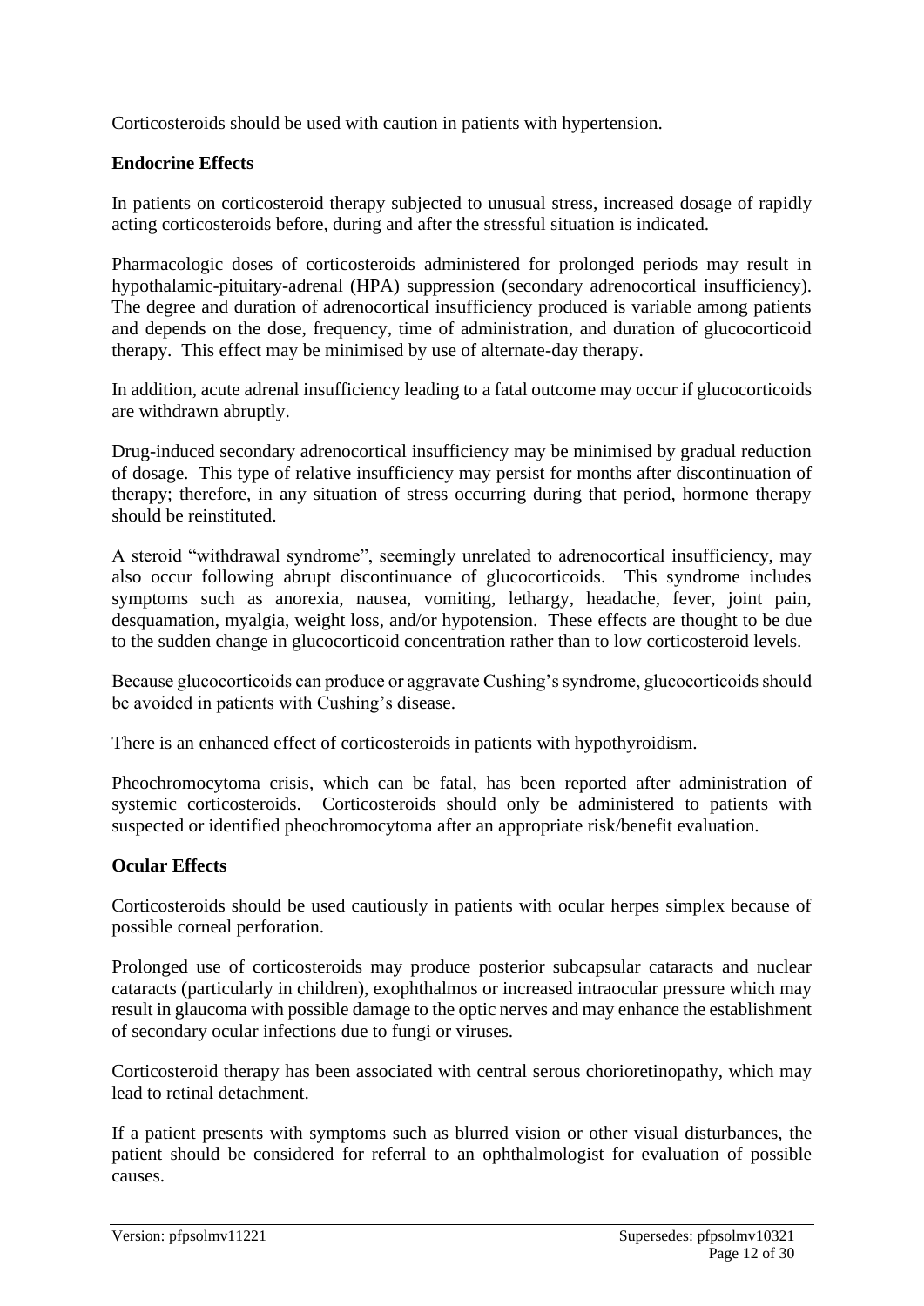Corticosteroids should be used with caution in patients with hypertension.

**Endocrine Effects**

In patients on corticosteroid therapy subjected to unusual stress, increased dosage of rapidly acting corticosteroids before, during and after the stressful situation is indicated.

Pharmacologic doses of corticosteroids administered for prolonged periods may result in hypothalamic-pituitary-adrenal (HPA) suppression (secondary adrenocortical insufficiency). The degree and duration of adrenocortical insufficiency produced is variable among patients and depends on the dose, frequency, time of administration, and duration of glucocorticoid therapy. This effect may be minimised by use of alternate-day therapy.

In addition, acute adrenal insufficiency leading to a fatal outcome may occur if glucocorticoids are withdrawn abruptly.

Drug-induced secondary adrenocortical insufficiency may be minimised by gradual reduction of dosage. This type of relative insufficiency may persist for months after discontinuation of therapy; therefore, in any situation of stress occurring during that period, hormone therapy should be reinstituted.

A steroid "withdrawal syndrome", seemingly unrelated to adrenocortical insufficiency, may also occur following abrupt discontinuance of glucocorticoids. This syndrome includes symptoms such as anorexia, nausea, vomiting, lethargy, headache, fever, joint pain, desquamation, myalgia, weight loss, and/or hypotension. These effects are thought to be due to the sudden change in glucocorticoid concentration rather than to low corticosteroid levels.

Because glucocorticoids can produce or aggravate Cushing's syndrome, glucocorticoids should be avoided in patients with Cushing's disease.

There is an enhanced effect of corticosteroids in patients with hypothyroidism.

Pheochromocytoma crisis, which can be fatal, has been reported after administration of systemic corticosteroids. Corticosteroids should only be administered to patients with suspected or identified pheochromocytoma after an appropriate risk/benefit evaluation.

**Ocular Effects**

Corticosteroids should be used cautiously in patients with ocular herpes simplex because of possible corneal perforation.

Prolonged use of corticosteroids may produce posterior subcapsular cataracts and nuclear cataracts (particularly in children), exophthalmos or increased intraocular pressure which may result in glaucoma with possible damage to the optic nerves and may enhance the establishment of secondary ocular infections due to fungi or viruses.

Corticosteroid therapy has been associated with central serous chorioretinopathy, which may lead to retinal detachment.

If a patient presents with symptoms such as blurred vision or other visual disturbances, the patient should be considered for referral to an ophthalmologist for evaluation of possible causes.

Version: pfpsolmv11221 Supersedes: pfpsolmv10321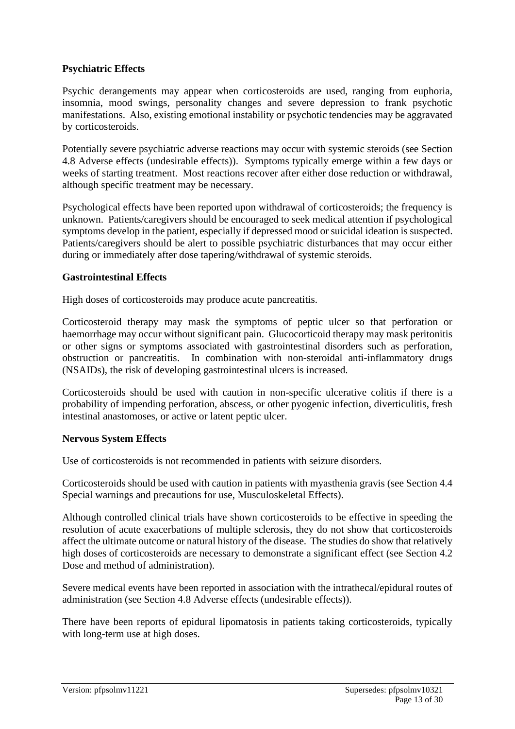**Psychiatric Effects**

Psychic derangements may appear when corticosteroids are used, ranging from euphoria, insomnia, mood swings, personality changes and severe depression to frank psychotic manifestations. Also, existing emotional instability or psychotic tendencies may be aggravated by corticosteroids.

Potentially severe psychiatric adverse reactions may occur with systemic steroids (see Section 4.8 Adverse effects (undesirable effects)). Symptoms typically emerge within a few days or weeks of starting treatment. Most reactions recover after either dose reduction or withdrawal, although specific treatment may be necessary.

Psychological effects have been reported upon withdrawal of corticosteroids; the frequency is unknown. Patients/caregivers should be encouraged to seek medical attention if psychological symptoms develop in the patient, especially if depressed mood or suicidal ideation is suspected. Patients/caregivers should be alert to possible psychiatric disturbances that may occur either during or immediately after dose tapering/withdrawal of systemic steroids.

**Gastrointestinal Effects**

High doses of corticosteroids may produce acute pancreatitis.

Corticosteroid therapy may mask the symptoms of peptic ulcer so that perforation or haemorrhage may occur without significant pain. Glucocorticoid therapy may mask peritonitis or other signs or symptoms associated with gastrointestinal disorders such as perforation, obstruction or pancreatitis. In combination with non-steroidal anti-inflammatory drugs (NSAIDs), the risk of developing gastrointestinal ulcers is increased.

Corticosteroids should be used with caution in non-specific ulcerative colitis if there is a probability of impending perforation, abscess, or other pyogenic infection, diverticulitis, fresh intestinal anastomoses, or active or latent peptic ulcer.

**Nervous System Effects**

Use of corticosteroids is not recommended in patients with seizure disorders.

Corticosteroids should be used with caution in patients with myasthenia gravis (see Section 4.4 Special warnings and precautions for use, Musculoskeletal Effects).

Although controlled clinical trials have shown corticosteroids to be effective in speeding the resolution of acute exacerbations of multiple sclerosis, they do not show that corticosteroids affect the ultimate outcome or natural history of the disease. The studies do show that relatively high doses of corticosteroids are necessary to demonstrate a significant effect (see Section 4.2 Dose and method of administration).

Severe medical events have been reported in association with the intrathecal/epidural routes of administration (see Section 4.8 Adverse effects (undesirable effects)).

There have been reports of epidural lipomatosis in patients taking corticosteroids, typically with long-term use at high doses.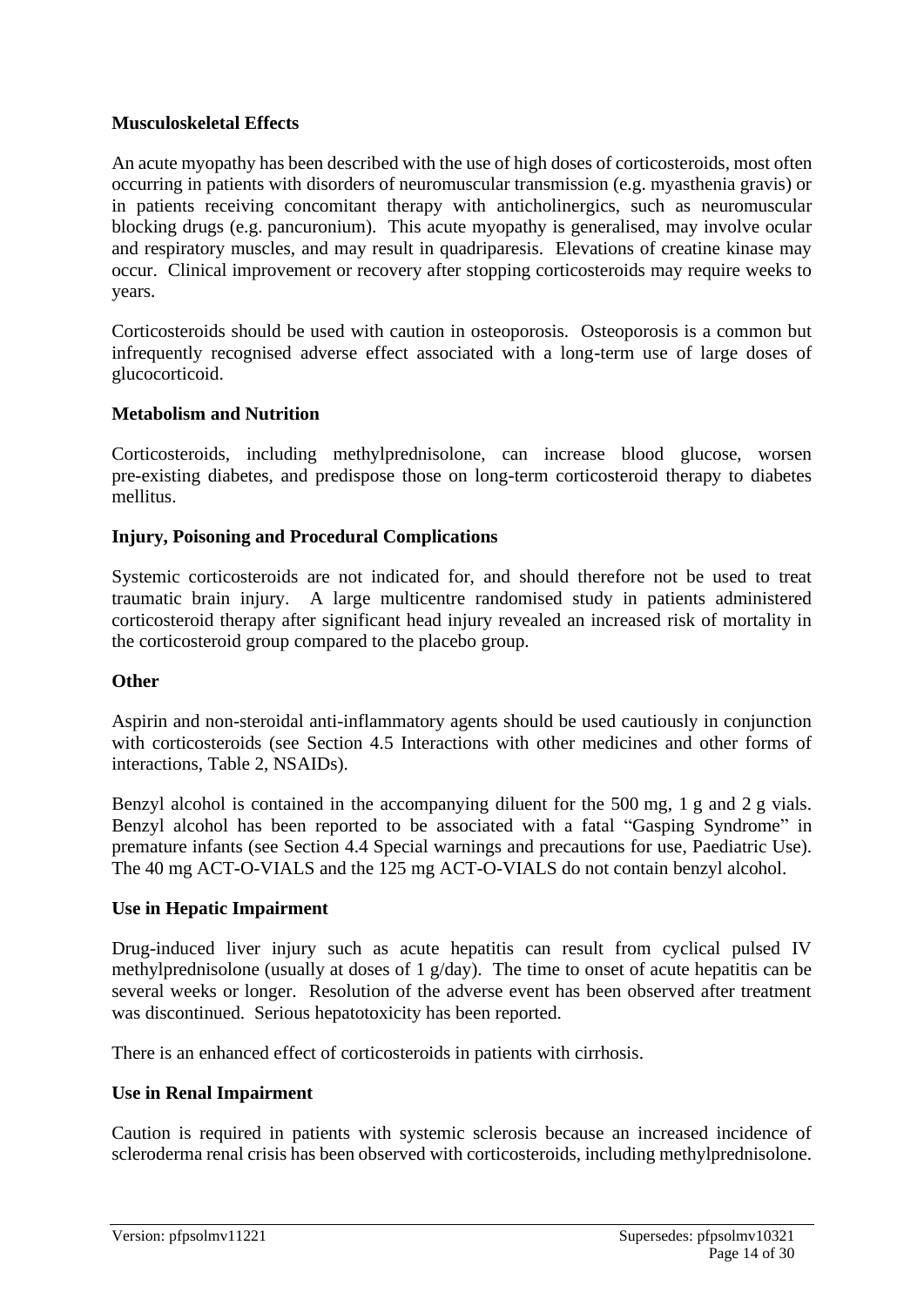**Musculoskeletal Effects**

An acute myopathy has been described with the use of high doses of corticosteroids, most often occurring in patients with disorders of neuromuscular transmission (e.g. myasthenia gravis) or in patients receiving concomitant therapy with anticholinergics, such as neuromuscular blocking drugs (e.g. pancuronium). This acute myopathy is generalised, may involve ocular and respiratory muscles, and may result in quadriparesis. Elevations of creatine kinase may occur. Clinical improvement or recovery after stopping corticosteroids may require weeks to years.

Corticosteroids should be used with caution in osteoporosis. Osteoporosis is a common but infrequently recognised adverse effect associated with a long-term use of large doses of glucocorticoid.

**Metabolism and Nutrition**

Corticosteroids, including methylprednisolone, can increase blood glucose, worsen pre-existing diabetes, and predispose those on long-term corticosteroid therapy to diabetes mellitus.

**Injury, Poisoning and Procedural Complications**

Systemic corticosteroids are not indicated for, and should therefore not be used to treat traumatic brain injury. A large multicentre randomised study in patients administered corticosteroid therapy after significant head injury revealed an increased risk of mortality in the corticosteroid group compared to the placebo group.

**Other**

Aspirin and non-steroidal anti-inflammatory agents should be used cautiously in conjunction with corticosteroids (see Section 4.5 Interactions with other medicines and other forms of interactions, Table 2, NSAIDs).

Benzyl alcohol is contained in the accompanying diluent for the 500 mg, 1 g and 2 g vials. Benzyl alcohol has been reported to be associated with a fatal "Gasping Syndrome" in premature infants (see Section 4.4 Special warnings and precautions for use, Paediatric Use). The 40 mg ACT-O-VIALS and the 125 mg ACT-O-VIALS do not contain benzyl alcohol.

**Use in Hepatic Impairment**

Drug-induced liver injury such as acute hepatitis can result from cyclical pulsed IV methylprednisolone (usually at doses of 1 g/day). The time to onset of acute hepatitis can be several weeks or longer. Resolution of the adverse event has been observed after treatment was discontinued. Serious hepatotoxicity has been reported.

There is an enhanced effect of corticosteroids in patients with cirrhosis.

**Use in Renal Impairment**

Caution is required in patients with systemic sclerosis because an increased incidence of scleroderma renal crisis has been observed with corticosteroids, including methylprednisolone.

Version: pfpsolmv11221 Supersedes: pfpsolmv10321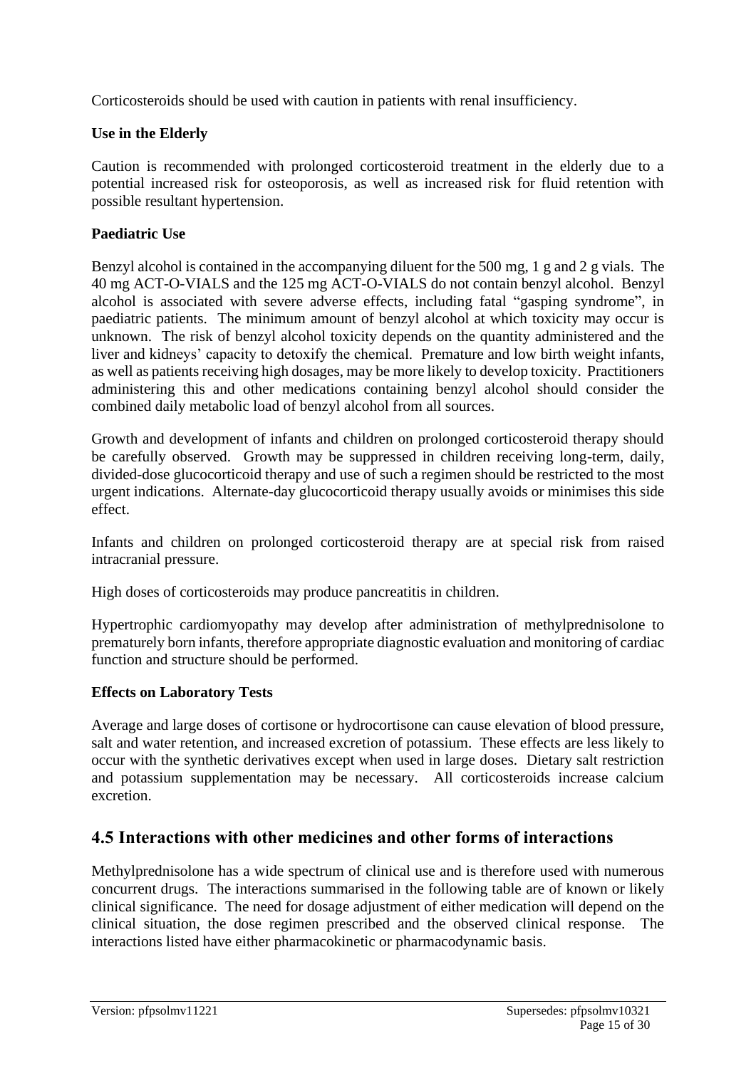Corticosteroids should be used with caution in patients with renal insufficiency.

**Use in the Elderly**

Caution is recommended with prolonged corticosteroid treatment in the elderly due to a potential increased risk for osteoporosis, as well as increased risk for fluid retention with possible resultant hypertension.

**Paediatric Use**

Benzyl alcohol is contained in the accompanying diluent for the 500 mg, 1 g and 2 g vials. The 40 mg ACT-O-VIALS and the 125 mg ACT-O-VIALS do not contain benzyl alcohol. Benzyl alcohol is associated with severe adverse effects, including fatal "gasping syndrome", in paediatric patients. The minimum amount of benzyl alcohol at which toxicity may occur is unknown. The risk of benzyl alcohol toxicity depends on the quantity administered and the liver and kidneys' capacity to detoxify the chemical. Premature and low birth weight infants, as well as patients receiving high dosages, may be more likely to develop toxicity. Practitioners administering this and other medications containing benzyl alcohol should consider the combined daily metabolic load of benzyl alcohol from all sources.

Growth and development of infants and children on prolonged corticosteroid therapy should be carefully observed. Growth may be suppressed in children receiving long-term, daily, divided-dose glucocorticoid therapy and use of such a regimen should be restricted to the most urgent indications. Alternate-day glucocorticoid therapy usually avoids or minimises this side effect.

Infants and children on prolonged corticosteroid therapy are at special risk from raised intracranial pressure.

High doses of corticosteroids may produce pancreatitis in children.

Hypertrophic cardiomyopathy may develop after administration of methylprednisolone to prematurely born infants, therefore appropriate diagnostic evaluation and monitoring of cardiac function and structure should be performed.

**Effects on Laboratory Tests**

Average and large doses of cortisone or hydrocortisone can cause elevation of blood pressure, salt and water retention, and increased excretion of potassium. These effects are less likely to occur with the synthetic derivatives except when used in large doses. Dietary salt restriction and potassium supplementation may be necessary. All corticosteroids increase calcium excretion.

## 4.5 Interactions with other medicines and other forms of interactions

Methylprednisolone has a wide spectrum of clinical use and is therefore used with numerous concurrent drugs. The interactions summarised in the following table are of known or likely clinical significance. The need for dosage adjustment of either medication will depend on the clinical situation, the dose regimen prescribed and the observed clinical response. The interactions listed have either pharmacokinetic or pharmacodynamic basis.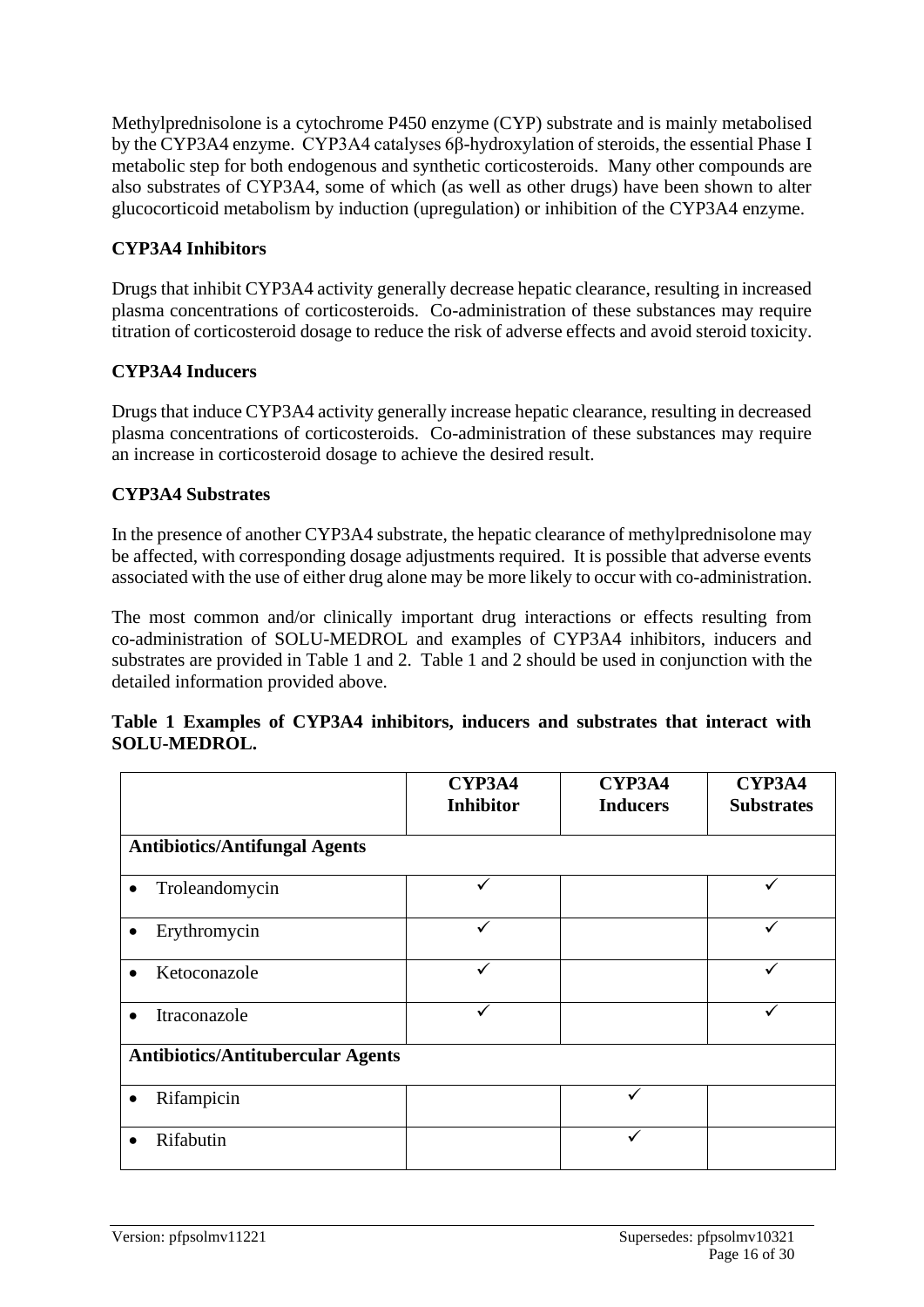Methylprednisolone is a cytochrome P450 enzyme (CYP) substrate and is mainly metabolised by the CYP3A4 enzyme. CYP3A4 catalyses 6β-hydroxylation of steroids, the essential Phase I metabolic step for both endogenous and synthetic corticosteroids. Many other compounds are also substrates of CYP3A4, some of which (as well as other drugs) have been shown to alter glucocorticoid metabolism by induction (upregulation) or inhibition of the CYP3A4 enzyme.

**CYP3A4 Inhibitors**

Drugs that inhibit CYP3A4 activity generally decrease hepatic clearance, resulting in increased plasma concentrations of corticosteroids. Co-administration of these substances may require titration of corticosteroid dosage to reduce the risk of adverse effects and avoid steroid toxicity.

**CYP3A4 Inducers**

Drugs that induce CYP3A4 activity generally increase hepatic clearance, resulting in decreased plasma concentrations of corticosteroids. Co-administration of these substances may require an increase in corticosteroid dosage to achieve the desired result.

**CYP3A4 Substrates**

In the presence of another CYP3A4 substrate, the hepatic clearance of methylprednisolone may be affected, with corresponding dosage adjustments required. It is possible that adverse events associated with the use of either drug alone may be more likely to occur with co-administration.

The most common and/or clinically important drug interactions or effects resulting from co-administration of SOLU-MEDROL and examples of CYP3A4 inhibitors, inducers and substrates are provided in Table 1 and 2. Table 1 and 2 should be used in conjunction with the detailed information provided above.

**Table 1 Examples of CYP3A4 inhibitors, inducers and substrates that interact with SOLU-MEDROL.**

| | CYP3A4 Inhibitor | CYP3A4 Inducers | CYP3A4 Substrates |
|---|---|---|---|
| **Antibiotics/Antifungal Agents** | | | |
| • Troleandomycin | ✓ | | ✓ |
| • Erythromycin | ✓ | | ✓ |
| • Ketoconazole | ✓ | | ✓ |
| • Itraconazole | ✓ | | ✓ |
| **Antibiotics/Antitubercular Agents** | | | |
| • Rifampicin | | ✓ | |
| • Rifabutin | | ✓ | |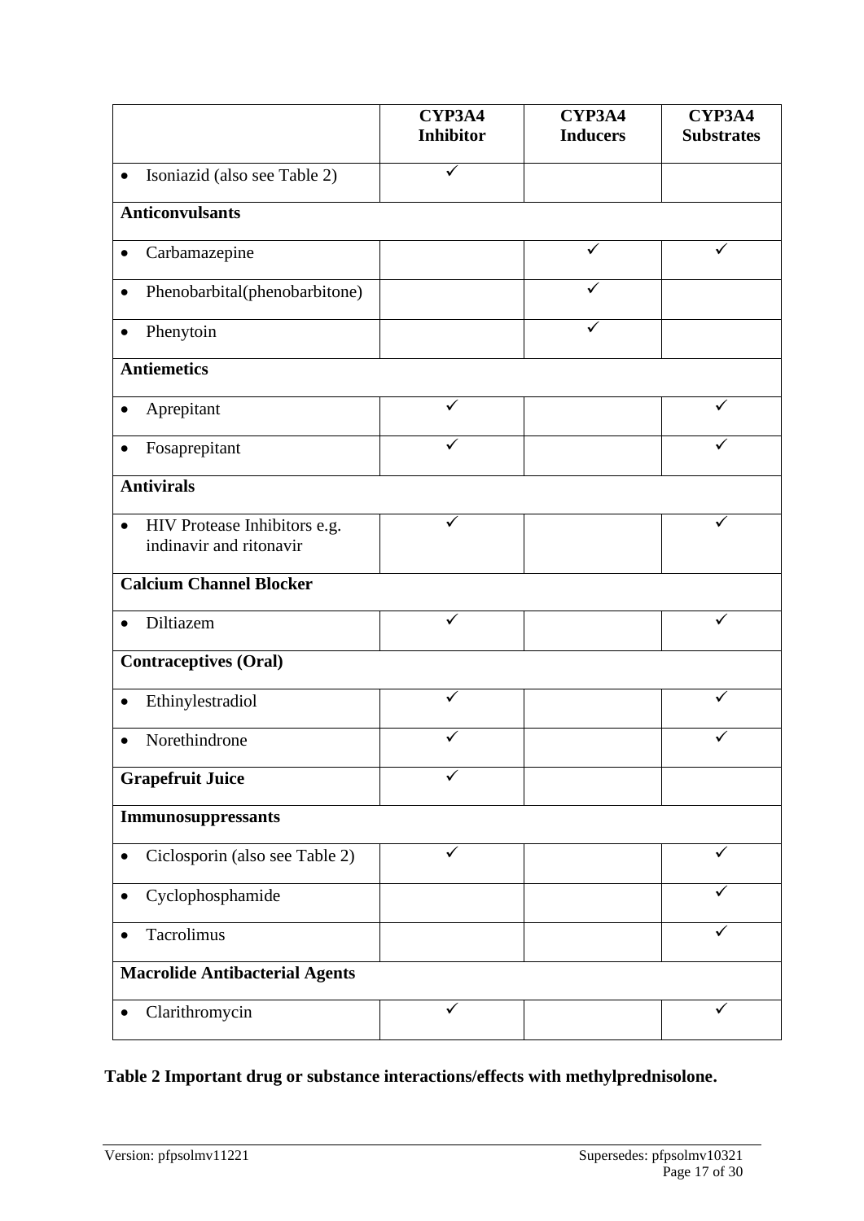| | CYP3A4 Inhibitor | CYP3A4 Inducers | CYP3A4 Substrates |
|---|---|---|---|
| • Isoniazid (also see Table 2) | ✓ | | |
| **Anticonvulsants** | | | |
| • Carbamazepine | | ✓ | ✓ |
| • Phenobarbital(phenobarbitone) | | ✓ | |
| • Phenytoin | | ✓ | |
| **Antiemetics** | | | |
| • Aprepitant | ✓ | | ✓ |
| • Fosaprepitant | ✓ | | ✓ |
| **Antivirals** | | | |
| • HIV Protease Inhibitors e.g. indinavir and ritonavir | ✓ | | ✓ |
| **Calcium Channel Blocker** | | | |
| • Diltiazem | ✓ | | ✓ |
| **Contraceptives (Oral)** | | | |
| • Ethinylestradiol | ✓ | | ✓ |
| • Norethindrone | ✓ | | ✓ |
| **Grapefruit Juice** | ✓ | | |
| **Immunosuppressants** | | | |
| • Ciclosporin (also see Table 2) | ✓ | | ✓ |
| • Cyclophosphamide | | | ✓ |
| • Tacrolimus | | | ✓ |
| **Macrolide Antibacterial Agents** | | | |
| • Clarithromycin | ✓ | | ✓ |

**Table 2 Important drug or substance interactions/effects with methylprednisolone.**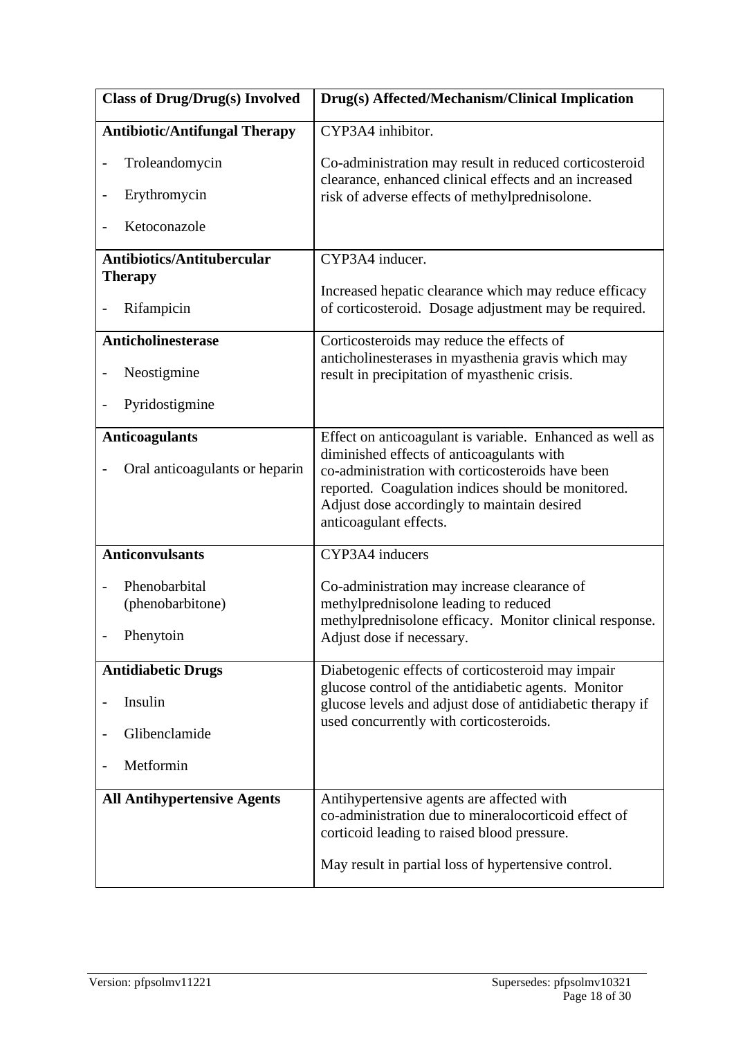| Class of Drug/Drug(s) Involved | Drug(s) Affected/Mechanism/Clinical Implication |
|---|---|
| **Antibiotic/Antifungal Therapy**<br>- Troleandomycin<br>- Erythromycin<br>- Ketoconazole | CYP3A4 inhibitor.<br>Co-administration may result in reduced corticosteroid clearance, enhanced clinical effects and an increased risk of adverse effects of methylprednisolone. |
| **Antibiotics/Antitubercular Therapy**<br>- Rifampicin | CYP3A4 inducer.<br>Increased hepatic clearance which may reduce efficacy of corticosteroid. Dosage adjustment may be required. |
| **Anticholinesterase**<br>- Neostigmine<br>- Pyridostigmine | Corticosteroids may reduce the effects of anticholinesterases in myasthenia gravis which may result in precipitation of myasthenic crisis. |
| **Anticoagulants**<br>- Oral anticoagulants or heparin | Effect on anticoagulant is variable. Enhanced as well as diminished effects of anticoagulants with co-administration with corticosteroids have been reported. Coagulation indices should be monitored. Adjust dose accordingly to maintain desired anticoagulant effects. |
| **Anticonvulsants**<br>- Phenobarbital (phenobarbitone)<br>- Phenytoin | CYP3A4 inducers<br>Co-administration may increase clearance of methylprednisolone leading to reduced methylprednisolone efficacy. Monitor clinical response. Adjust dose if necessary. |
| **Antidiabetic Drugs**<br>- Insulin<br>- Glibenclamide<br>- Metformin | Diabetogenic effects of corticosteroid may impair glucose control of the antidiabetic agents. Monitor glucose levels and adjust dose of antidiabetic therapy if used concurrently with corticosteroids. |
| **All Antihypertensive Agents** | Antihypertensive agents are affected with co-administration due to mineralocorticoid effect of corticoid leading to raised blood pressure.<br>May result in partial loss of hypertensive control. |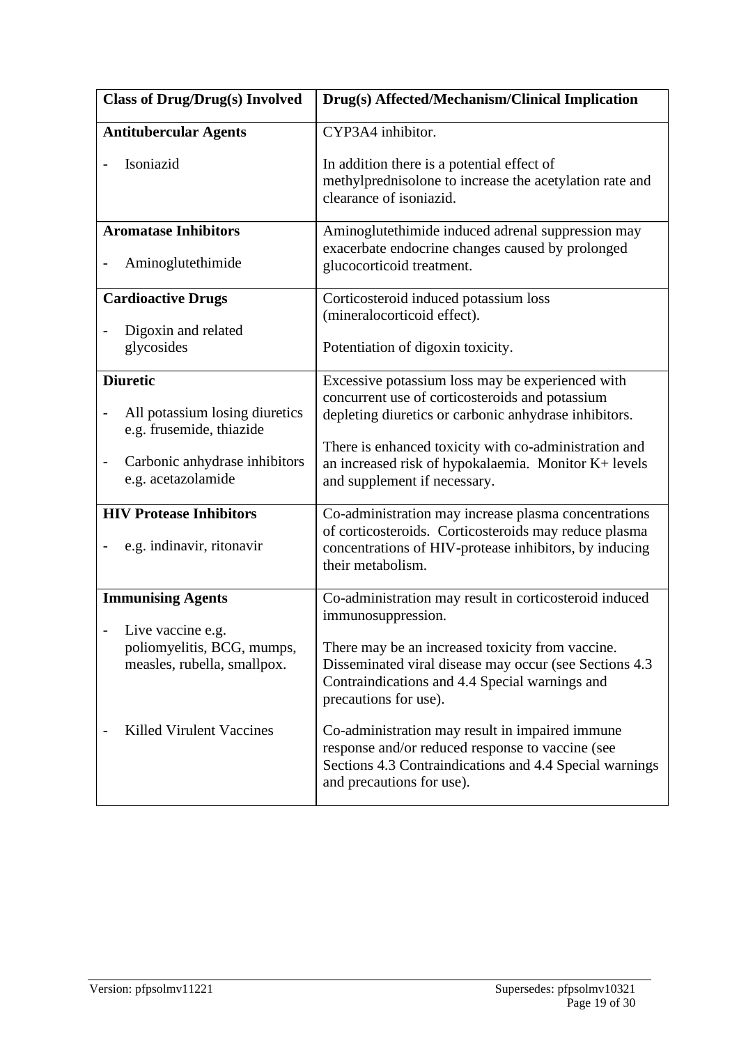| Class of Drug/Drug(s) Involved | Drug(s) Affected/Mechanism/Clinical Implication |
|---|---|
| **Antitubercular Agents**<br><br>- Isoniazid | CYP3A4 inhibitor.<br><br>In addition there is a potential effect of methylprednisolone to increase the acetylation rate and clearance of isoniazid. |
| **Aromatase Inhibitors**<br><br>- Aminoglutethimide | Aminoglutethimide induced adrenal suppression may exacerbate endocrine changes caused by prolonged glucocorticoid treatment. |
| **Cardioactive Drugs**<br><br>- Digoxin and related glycosides | Corticosteroid induced potassium loss (mineralocorticoid effect).<br><br>Potentiation of digoxin toxicity. |
| **Diuretic**<br><br>- All potassium losing diuretics e.g. frusemide, thiazide<br><br>- Carbonic anhydrase inhibitors e.g. acetazolamide | Excessive potassium loss may be experienced with concurrent use of corticosteroids and potassium depleting diuretics or carbonic anhydrase inhibitors.<br><br>There is enhanced toxicity with co-administration and an increased risk of hypokalaemia. Monitor K+ levels and supplement if necessary. |
| **HIV Protease Inhibitors**<br><br>- e.g. indinavir, ritonavir | Co-administration may increase plasma concentrations of corticosteroids. Corticosteroids may reduce plasma concentrations of HIV-protease inhibitors, by inducing their metabolism. |
| **Immunising Agents**<br><br>- Live vaccine e.g. poliomyelitis, BCG, mumps, measles, rubella, smallpox. | Co-administration may result in corticosteroid induced immunosuppression.<br><br>There may be an increased toxicity from vaccine. Disseminated viral disease may occur (see Sections 4.3 Contraindications and 4.4 Special warnings and precautions for use). |
| - Killed Virulent Vaccines | Co-administration may result in impaired immune response and/or reduced response to vaccine (see Sections 4.3 Contraindications and 4.4 Special warnings and precautions for use). |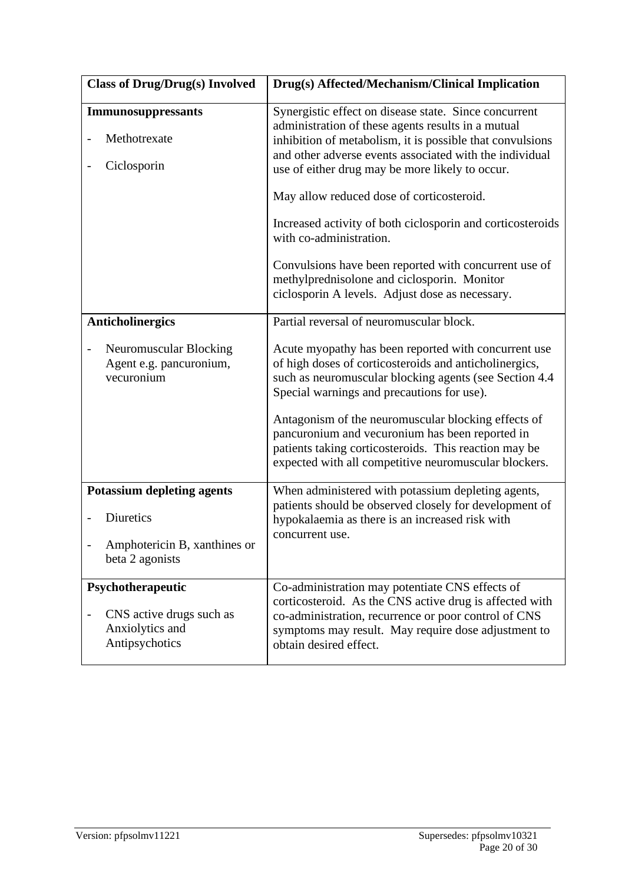| Class of Drug/Drug(s) Involved | Drug(s) Affected/Mechanism/Clinical Implication |
|---|---|
| **Immunosuppressants**<br><br>- Methotrexate<br><br>- Ciclosporin | Synergistic effect on disease state. Since concurrent administration of these agents results in a mutual inhibition of metabolism, it is possible that convulsions and other adverse events associated with the individual use of either drug may be more likely to occur.<br><br>May allow reduced dose of corticosteroid.<br><br>Increased activity of both ciclosporin and corticosteroids with co-administration.<br><br>Convulsions have been reported with concurrent use of methylprednisolone and ciclosporin. Monitor ciclosporin A levels. Adjust dose as necessary. |
| **Anticholinergics**<br><br>- Neuromuscular Blocking Agent e.g. pancuronium, vecuronium | Partial reversal of neuromuscular block.<br><br>Acute myopathy has been reported with concurrent use of high doses of corticosteroids and anticholinergics, such as neuromuscular blocking agents (see Section 4.4 Special warnings and precautions for use).<br><br>Antagonism of the neuromuscular blocking effects of pancuronium and vecuronium has been reported in patients taking corticosteroids. This reaction may be expected with all competitive neuromuscular blockers. |
| **Potassium depleting agents**<br><br>- Diuretics<br><br>- Amphotericin B, xanthines or beta 2 agonists | When administered with potassium depleting agents, patients should be observed closely for development of hypokalaemia as there is an increased risk with concurrent use. |
| **Psychotherapeutic**<br><br>- CNS active drugs such as Anxiolytics and Antipsychotics | Co-administration may potentiate CNS effects of corticosteroid. As the CNS active drug is affected with co-administration, recurrence or poor control of CNS symptoms may result. May require dose adjustment to obtain desired effect. |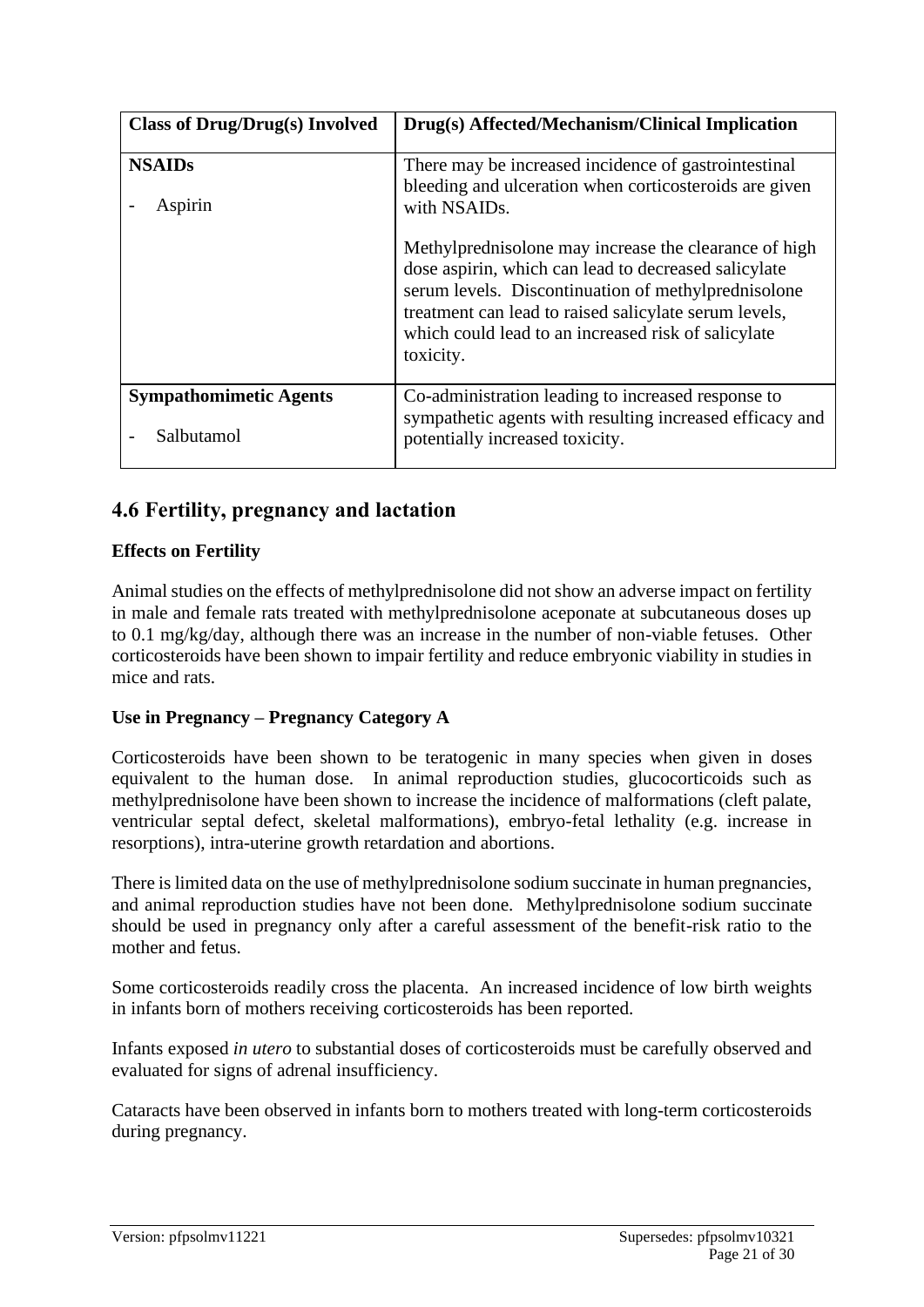| Class of Drug/Drug(s) Involved | Drug(s) Affected/Mechanism/Clinical Implication |
| --- | --- |
| **NSAIDs**<br><br>- Aspirin | There may be increased incidence of gastrointestinal bleeding and ulceration when corticosteroids are given with NSAIDs.<br><br>Methylprednisolone may increase the clearance of high dose aspirin, which can lead to decreased salicylate serum levels. Discontinuation of methylprednisolone treatment can lead to raised salicylate serum levels, which could lead to an increased risk of salicylate toxicity. |
| **Sympathomimetic Agents**<br><br>- Salbutamol | Co-administration leading to increased response to sympathetic agents with resulting increased efficacy and potentially increased toxicity. |

## 4.6 Fertility, pregnancy and lactation

### Effects on Fertility

Animal studies on the effects of methylprednisolone did not show an adverse impact on fertility in male and female rats treated with methylprednisolone aceponate at subcutaneous doses up to 0.1 mg/kg/day, although there was an increase in the number of non-viable fetuses. Other corticosteroids have been shown to impair fertility and reduce embryonic viability in studies in mice and rats.

### Use in Pregnancy – Pregnancy Category A

Corticosteroids have been shown to be teratogenic in many species when given in doses equivalent to the human dose. In animal reproduction studies, glucocorticoids such as methylprednisolone have been shown to increase the incidence of malformations (cleft palate, ventricular septal defect, skeletal malformations), embryo-fetal lethality (e.g. increase in resorptions), intra-uterine growth retardation and abortions.

There is limited data on the use of methylprednisolone sodium succinate in human pregnancies, and animal reproduction studies have not been done. Methylprednisolone sodium succinate should be used in pregnancy only after a careful assessment of the benefit-risk ratio to the mother and fetus.

Some corticosteroids readily cross the placenta. An increased incidence of low birth weights in infants born of mothers receiving corticosteroids has been reported.

Infants exposed *in utero* to substantial doses of corticosteroids must be carefully observed and evaluated for signs of adrenal insufficiency.

Cataracts have been observed in infants born to mothers treated with long-term corticosteroids during pregnancy.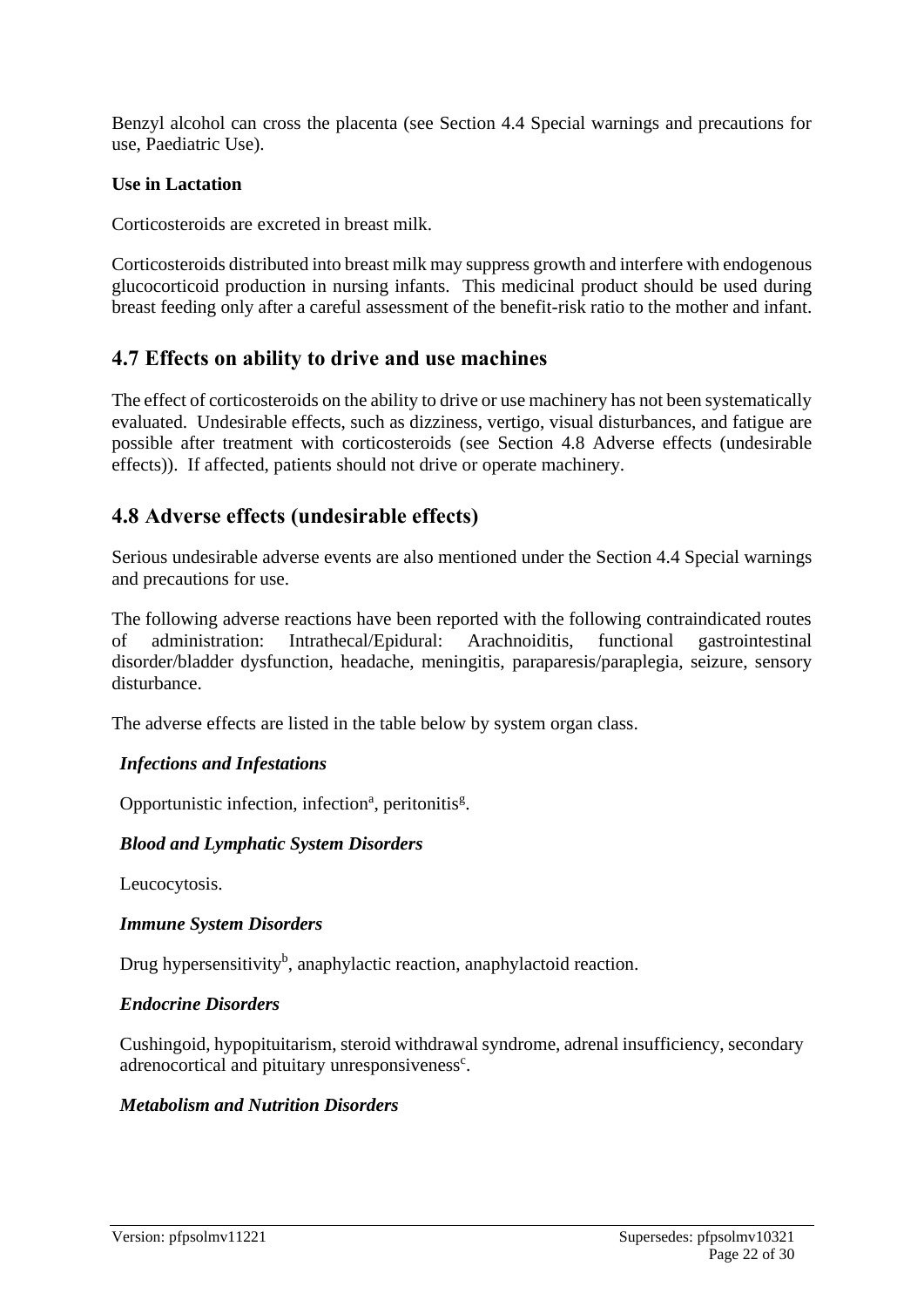Benzyl alcohol can cross the placenta (see Section 4.4 Special warnings and precautions for use, Paediatric Use).

**Use in Lactation**

Corticosteroids are excreted in breast milk.

Corticosteroids distributed into breast milk may suppress growth and interfere with endogenous glucocorticoid production in nursing infants. This medicinal product should be used during breast feeding only after a careful assessment of the benefit-risk ratio to the mother and infant.

## 4.7 Effects on ability to drive and use machines

The effect of corticosteroids on the ability to drive or use machinery has not been systematically evaluated. Undesirable effects, such as dizziness, vertigo, visual disturbances, and fatigue are possible after treatment with corticosteroids (see Section 4.8 Adverse effects (undesirable effects)). If affected, patients should not drive or operate machinery.

## 4.8 Adverse effects (undesirable effects)

Serious undesirable adverse events are also mentioned under the Section 4.4 Special warnings and precautions for use.

The following adverse reactions have been reported with the following contraindicated routes of administration: Intrathecal/Epidural: Arachnoiditis, functional gastrointestinal disorder/bladder dysfunction, headache, meningitis, paraparesis/paraplegia, seizure, sensory disturbance.

The adverse effects are listed in the table below by system organ class.

***Infections and Infestations***

Opportunistic infection, infection[a], peritonitis[g].

***Blood and Lymphatic System Disorders***

Leucocytosis.

***Immune System Disorders***

Drug hypersensitivity[b], anaphylactic reaction, anaphylactoid reaction.

***Endocrine Disorders***

Cushingoid, hypopituitarism, steroid withdrawal syndrome, adrenal insufficiency, secondary adrenocortical and pituitary unresponsiveness[c].

***Metabolism and Nutrition Disorders***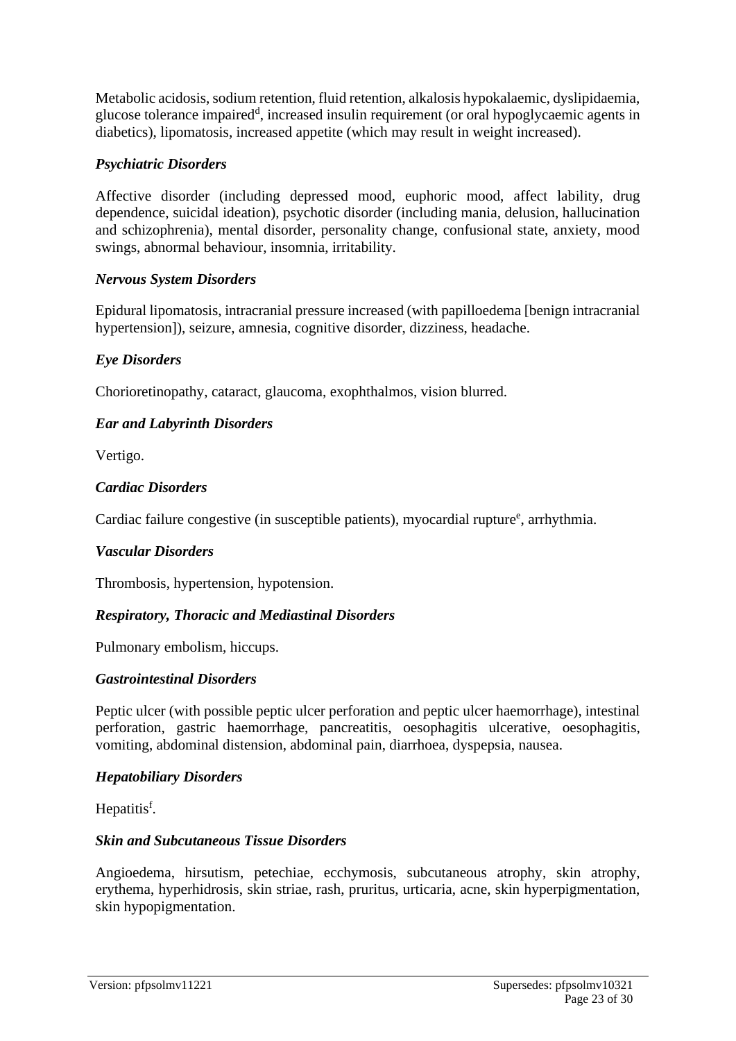Metabolic acidosis, sodium retention, fluid retention, alkalosis hypokalaemic, dyslipidaemia, glucose tolerance impaired[d], increased insulin requirement (or oral hypoglycaemic agents in diabetics), lipomatosis, increased appetite (which may result in weight increased).

### *Psychiatric Disorders*

Affective disorder (including depressed mood, euphoric mood, affect lability, drug dependence, suicidal ideation), psychotic disorder (including mania, delusion, hallucination and schizophrenia), mental disorder, personality change, confusional state, anxiety, mood swings, abnormal behaviour, insomnia, irritability.

### *Nervous System Disorders*

Epidural lipomatosis, intracranial pressure increased (with papilloedema [benign intracranial hypertension]), seizure, amnesia, cognitive disorder, dizziness, headache.

### *Eye Disorders*

Chorioretinopathy, cataract, glaucoma, exophthalmos, vision blurred.

### *Ear and Labyrinth Disorders*

Vertigo.

### *Cardiac Disorders*

Cardiac failure congestive (in susceptible patients), myocardial rupture[e], arrhythmia.

### *Vascular Disorders*

Thrombosis, hypertension, hypotension.

### *Respiratory, Thoracic and Mediastinal Disorders*

Pulmonary embolism, hiccups.

### *Gastrointestinal Disorders*

Peptic ulcer (with possible peptic ulcer perforation and peptic ulcer haemorrhage), intestinal perforation, gastric haemorrhage, pancreatitis, oesophagitis ulcerative, oesophagitis, vomiting, abdominal distension, abdominal pain, diarrhoea, dyspepsia, nausea.

### *Hepatobiliary Disorders*

Hepatitis[f].

### *Skin and Subcutaneous Tissue Disorders*

Angioedema, hirsutism, petechiae, ecchymosis, subcutaneous atrophy, skin atrophy, erythema, hyperhidrosis, skin striae, rash, pruritus, urticaria, acne, skin hyperpigmentation, skin hypopigmentation.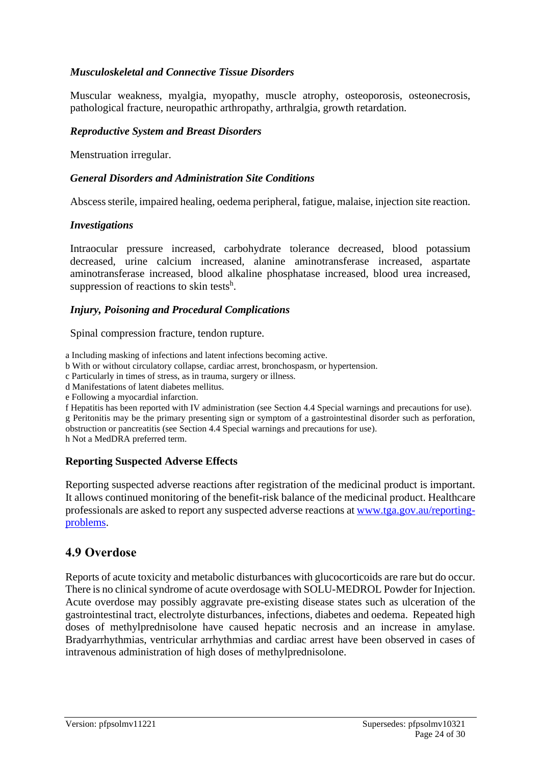### *Musculoskeletal and Connective Tissue Disorders*

Muscular weakness, myalgia, myopathy, muscle atrophy, osteoporosis, osteonecrosis, pathological fracture, neuropathic arthropathy, arthralgia, growth retardation.

### *Reproductive System and Breast Disorders*

Menstruation irregular.

### *General Disorders and Administration Site Conditions*

Abscess sterile, impaired healing, oedema peripheral, fatigue, malaise, injection site reaction.

### *Investigations*

Intraocular pressure increased, carbohydrate tolerance decreased, blood potassium decreased, urine calcium increased, alanine aminotransferase increased, aspartate aminotransferase increased, blood alkaline phosphatase increased, blood urea increased, suppression of reactions to skin tests[h].

### *Injury, Poisoning and Procedural Complications*

Spinal compression fracture, tendon rupture.

a Including masking of infections and latent infections becoming active.
b With or without circulatory collapse, cardiac arrest, bronchospasm, or hypertension.
c Particularly in times of stress, as in trauma, surgery or illness.
d Manifestations of latent diabetes mellitus.
e Following a myocardial infarction.
f Hepatitis has been reported with IV administration (see Section 4.4 Special warnings and precautions for use).
g Peritonitis may be the primary presenting sign or symptom of a gastrointestinal disorder such as perforation, obstruction or pancreatitis (see Section 4.4 Special warnings and precautions for use).
h Not a MedDRA preferred term.

### Reporting Suspected Adverse Effects

Reporting suspected adverse reactions after registration of the medicinal product is important. It allows continued monitoring of the benefit-risk balance of the medicinal product. Healthcare professionals are asked to report any suspected adverse reactions at www.tga.gov.au/reporting-problems.

## 4.9 Overdose

Reports of acute toxicity and metabolic disturbances with glucocorticoids are rare but do occur. There is no clinical syndrome of acute overdosage with SOLU-MEDROL Powder for Injection. Acute overdose may possibly aggravate pre-existing disease states such as ulceration of the gastrointestinal tract, electrolyte disturbances, infections, diabetes and oedema. Repeated high doses of methylprednisolone have caused hepatic necrosis and an increase in amylase. Bradyarrhythmias, ventricular arrhythmias and cardiac arrest have been observed in cases of intravenous administration of high doses of methylprednisolone.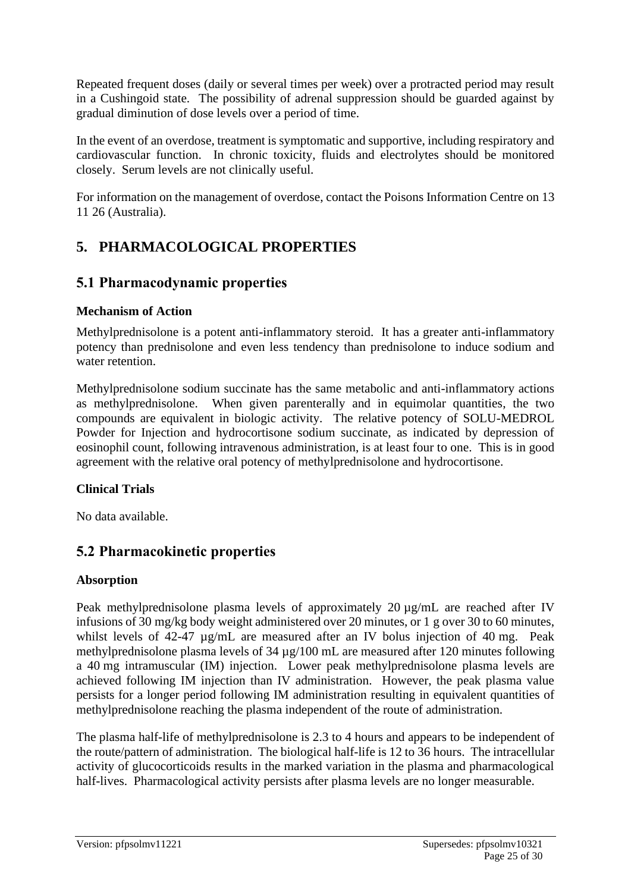Repeated frequent doses (daily or several times per week) over a protracted period may result in a Cushingoid state. The possibility of adrenal suppression should be guarded against by gradual diminution of dose levels over a period of time.

In the event of an overdose, treatment is symptomatic and supportive, including respiratory and cardiovascular function. In chronic toxicity, fluids and electrolytes should be monitored closely. Serum levels are not clinically useful.

For information on the management of overdose, contact the Poisons Information Centre on 13 11 26 (Australia).

# 5. PHARMACOLOGICAL PROPERTIES

## 5.1 Pharmacodynamic properties

### Mechanism of Action

Methylprednisolone is a potent anti-inflammatory steroid. It has a greater anti-inflammatory potency than prednisolone and even less tendency than prednisolone to induce sodium and water retention.

Methylprednisolone sodium succinate has the same metabolic and anti-inflammatory actions as methylprednisolone. When given parenterally and in equimolar quantities, the two compounds are equivalent in biologic activity. The relative potency of SOLU-MEDROL Powder for Injection and hydrocortisone sodium succinate, as indicated by depression of eosinophil count, following intravenous administration, is at least four to one. This is in good agreement with the relative oral potency of methylprednisolone and hydrocortisone.

### Clinical Trials

No data available.

## 5.2 Pharmacokinetic properties

### Absorption

Peak methylprednisolone plasma levels of approximately 20 µg/mL are reached after IV infusions of 30 mg/kg body weight administered over 20 minutes, or 1 g over 30 to 60 minutes, whilst levels of 42-47 µg/mL are measured after an IV bolus injection of 40 mg. Peak methylprednisolone plasma levels of 34 µg/100 mL are measured after 120 minutes following a 40 mg intramuscular (IM) injection. Lower peak methylprednisolone plasma levels are achieved following IM injection than IV administration. However, the peak plasma value persists for a longer period following IM administration resulting in equivalent quantities of methylprednisolone reaching the plasma independent of the route of administration.

The plasma half-life of methylprednisolone is 2.3 to 4 hours and appears to be independent of the route/pattern of administration. The biological half-life is 12 to 36 hours. The intracellular activity of glucocorticoids results in the marked variation in the plasma and pharmacological half-lives. Pharmacological activity persists after plasma levels are no longer measurable.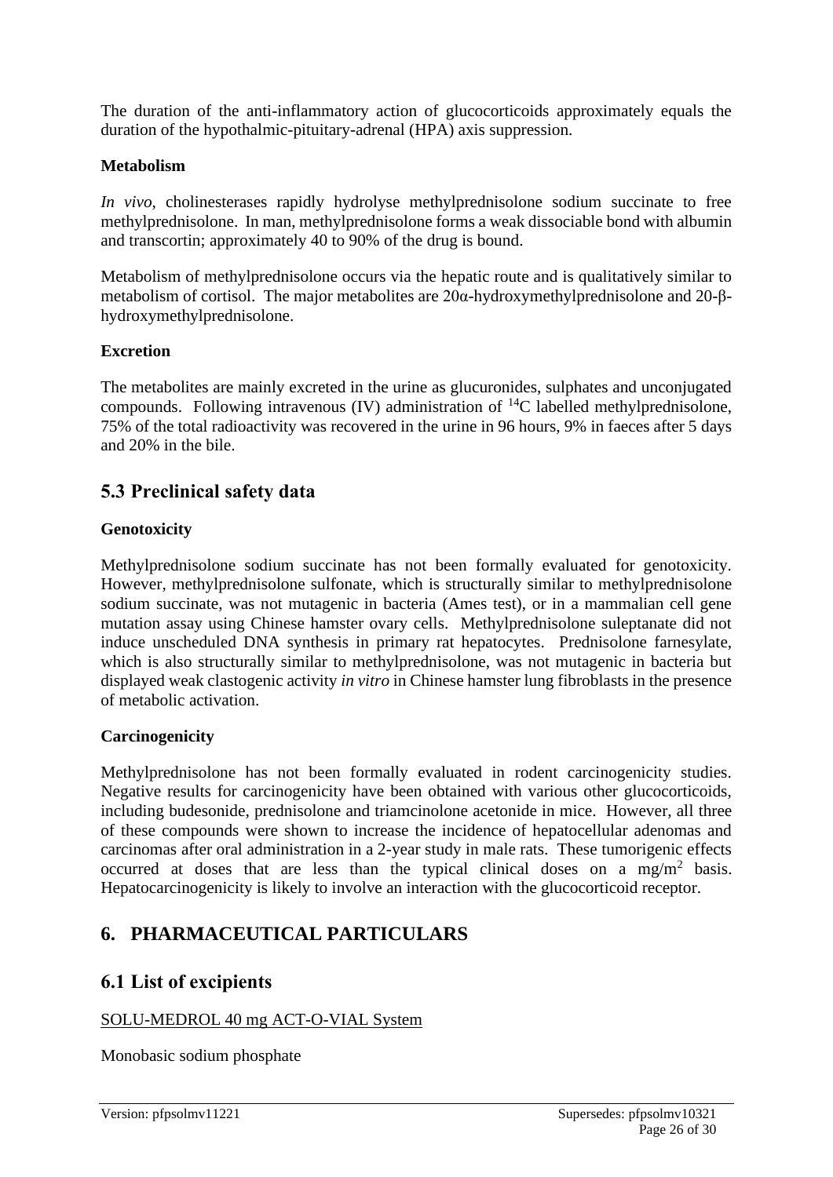The duration of the anti-inflammatory action of glucocorticoids approximately equals the duration of the hypothalmic-pituitary-adrenal (HPA) axis suppression.

**Metabolism**

*In vivo*, cholinesterases rapidly hydrolyse methylprednisolone sodium succinate to free methylprednisolone. In man, methylprednisolone forms a weak dissociable bond with albumin and transcortin; approximately 40 to 90% of the drug is bound.

Metabolism of methylprednisolone occurs via the hepatic route and is qualitatively similar to metabolism of cortisol. The major metabolites are 20α-hydroxymethylprednisolone and 20-β-hydroxymethylprednisolone.

**Excretion**

The metabolites are mainly excreted in the urine as glucuronides, sulphates and unconjugated compounds. Following intravenous (IV) administration of $^{14}C$ labelled methylprednisolone, 75% of the total radioactivity was recovered in the urine in 96 hours, 9% in faeces after 5 days and 20% in the bile.

## 5.3 Preclinical safety data

**Genotoxicity**

Methylprednisolone sodium succinate has not been formally evaluated for genotoxicity. However, methylprednisolone sulfonate, which is structurally similar to methylprednisolone sodium succinate, was not mutagenic in bacteria (Ames test), or in a mammalian cell gene mutation assay using Chinese hamster ovary cells. Methylprednisolone suleptanate did not induce unscheduled DNA synthesis in primary rat hepatocytes. Prednisolone farnesylate, which is also structurally similar to methylprednisolone, was not mutagenic in bacteria but displayed weak clastogenic activity *in vitro* in Chinese hamster lung fibroblasts in the presence of metabolic activation.

**Carcinogenicity**

Methylprednisolone has not been formally evaluated in rodent carcinogenicity studies. Negative results for carcinogenicity have been obtained with various other glucocorticoids, including budesonide, prednisolone and triamcinolone acetonide in mice. However, all three of these compounds were shown to increase the incidence of hepatocellular adenomas and carcinomas after oral administration in a 2-year study in male rats. These tumorigenic effects occurred at doses that are less than the typical clinical doses on a $mg/m^2$ basis. Hepatocarcinogenicity is likely to involve an interaction with the glucocorticoid receptor.

# 6. PHARMACEUTICAL PARTICULARS

## 6.1 List of excipients

SOLU-MEDROL 40 mg ACT-O-VIAL System

Monobasic sodium phosphate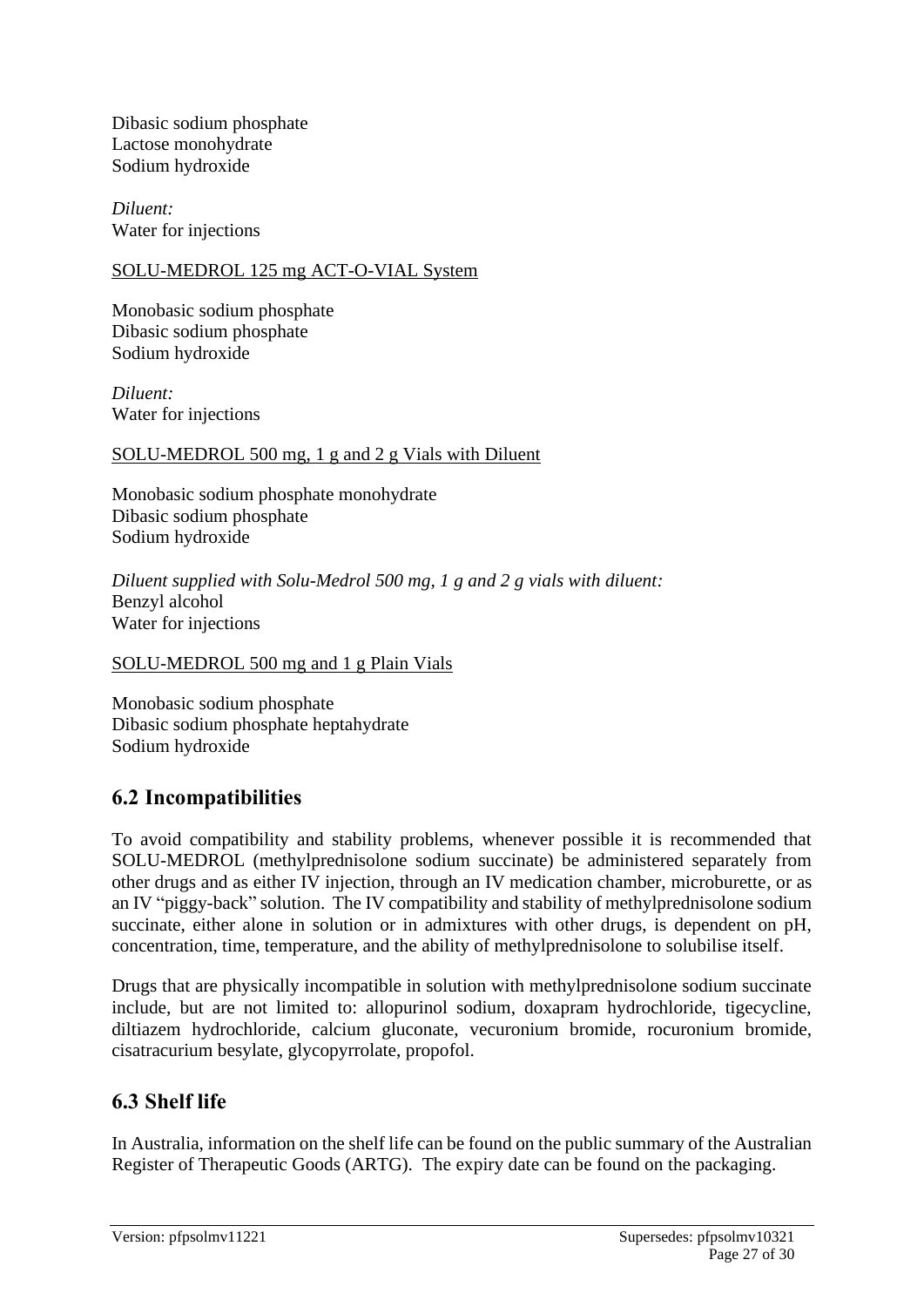Dibasic sodium phosphate
Lactose monohydrate
Sodium hydroxide

*Diluent:*
Water for injections

<u>SOLU-MEDROL 125 mg ACT-O-VIAL System</u>

Monobasic sodium phosphate
Dibasic sodium phosphate
Sodium hydroxide

*Diluent:*
Water for injections

<u>SOLU-MEDROL 500 mg, 1 g and 2 g Vials with Diluent</u>

Monobasic sodium phosphate monohydrate
Dibasic sodium phosphate
Sodium hydroxide

*Diluent supplied with Solu-Medrol 500 mg, 1 g and 2 g vials with diluent:*
Benzyl alcohol
Water for injections

<u>SOLU-MEDROL 500 mg and 1 g Plain Vials</u>

Monobasic sodium phosphate
Dibasic sodium phosphate heptahydrate
Sodium hydroxide

## 6.2 Incompatibilities

To avoid compatibility and stability problems, whenever possible it is recommended that SOLU-MEDROL (methylprednisolone sodium succinate) be administered separately from other drugs and as either IV injection, through an IV medication chamber, microburette, or as an IV "piggy-back" solution. The IV compatibility and stability of methylprednisolone sodium succinate, either alone in solution or in admixtures with other drugs, is dependent on pH, concentration, time, temperature, and the ability of methylprednisolone to solubilise itself.

Drugs that are physically incompatible in solution with methylprednisolone sodium succinate include, but are not limited to: allopurinol sodium, doxapram hydrochloride, tigecycline, diltiazem hydrochloride, calcium gluconate, vecuronium bromide, rocuronium bromide, cisatracurium besylate, glycopyrrolate, propofol.

## 6.3 Shelf life

In Australia, information on the shelf life can be found on the public summary of the Australian Register of Therapeutic Goods (ARTG). The expiry date can be found on the packaging.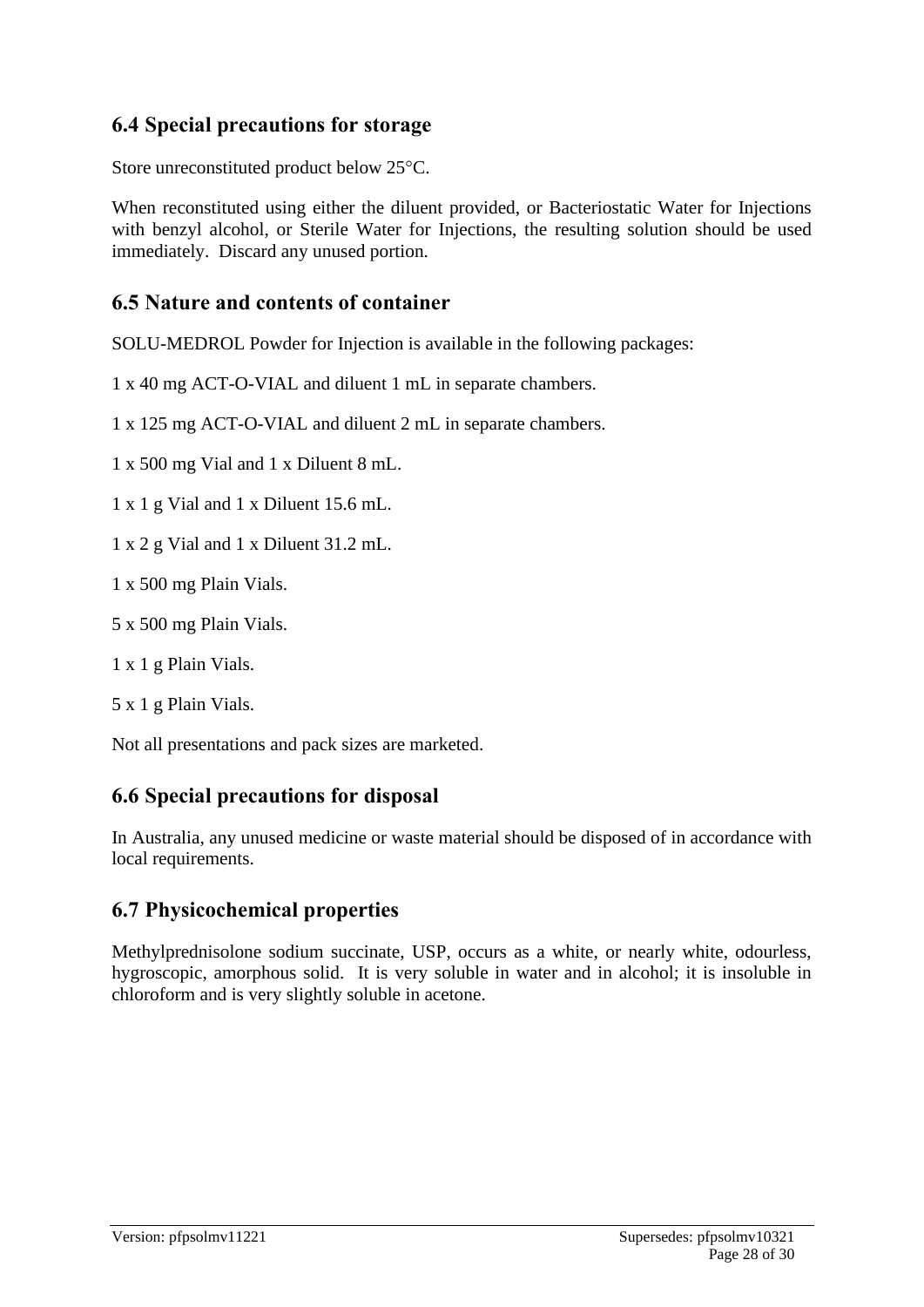## 6.4 Special precautions for storage

Store unreconstituted product below 25°C.

When reconstituted using either the diluent provided, or Bacteriostatic Water for Injections with benzyl alcohol, or Sterile Water for Injections, the resulting solution should be used immediately. Discard any unused portion.

## 6.5 Nature and contents of container

SOLU-MEDROL Powder for Injection is available in the following packages:

1 x 40 mg ACT-O-VIAL and diluent 1 mL in separate chambers.

1 x 125 mg ACT-O-VIAL and diluent 2 mL in separate chambers.

1 x 500 mg Vial and 1 x Diluent 8 mL.

1 x 1 g Vial and 1 x Diluent 15.6 mL.

1 x 2 g Vial and 1 x Diluent 31.2 mL.

1 x 500 mg Plain Vials.

5 x 500 mg Plain Vials.

1 x 1 g Plain Vials.

5 x 1 g Plain Vials.

Not all presentations and pack sizes are marketed.

## 6.6 Special precautions for disposal

In Australia, any unused medicine or waste material should be disposed of in accordance with local requirements.

## 6.7 Physicochemical properties

Methylprednisolone sodium succinate, USP, occurs as a white, or nearly white, odourless, hygroscopic, amorphous solid. It is very soluble in water and in alcohol; it is insoluble in chloroform and is very slightly soluble in acetone.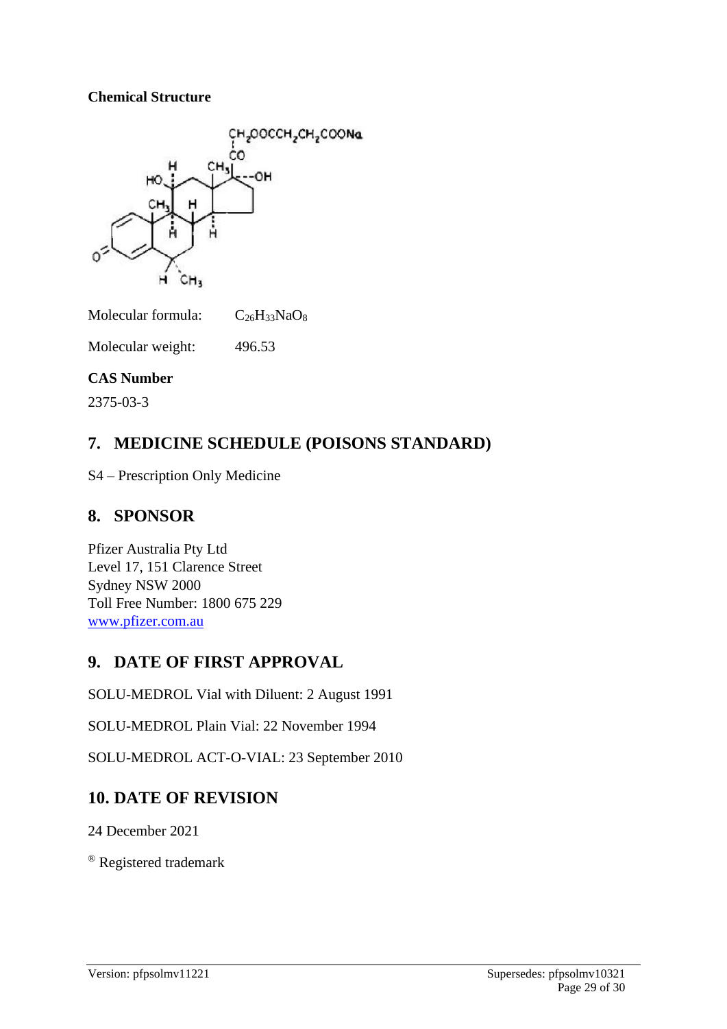**Chemical Structure**

Molecular formula: $C_{26}H_{33}NaO_8$

Molecular weight: 496.53

**CAS Number**

2375-03-3

## 7. MEDICINE SCHEDULE (POISONS STANDARD)

S4 – Prescription Only Medicine

## 8. SPONSOR

Pfizer Australia Pty Ltd
Level 17, 151 Clarence Street
Sydney NSW 2000
Toll Free Number: 1800 675 229
www.pfizer.com.au

## 9. DATE OF FIRST APPROVAL

SOLU-MEDROL Vial with Diluent: 2 August 1991

SOLU-MEDROL Plain Vial: 22 November 1994

SOLU-MEDROL ACT-O-VIAL: 23 September 2010

## 10. DATE OF REVISION

24 December 2021

® Registered trademark

Version: pfpsolmv11221 Supersedes: pfpsolmv10321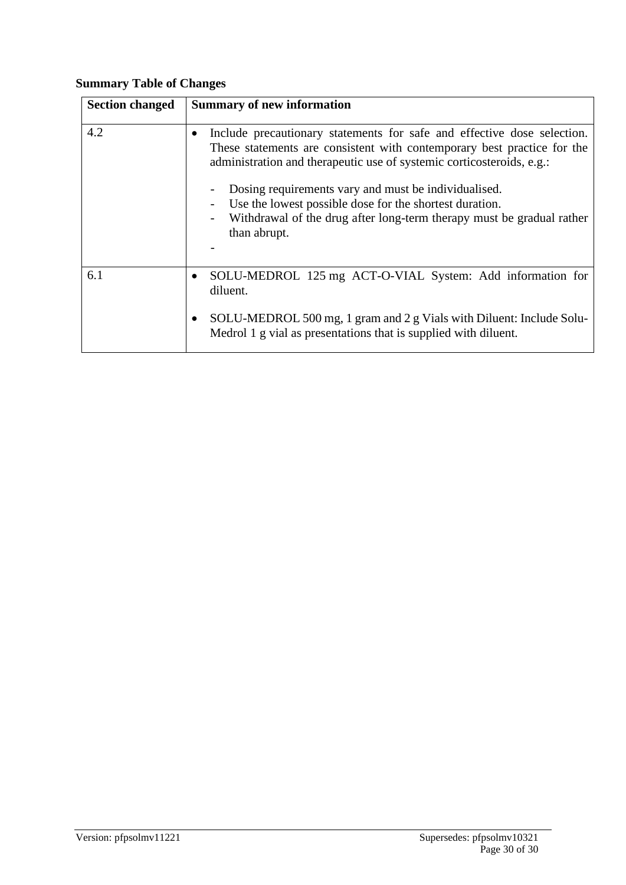**Summary Table of Changes**

| Section changed | Summary of new information |
|---|---|
| 4.2 | • Include precautionary statements for safe and effective dose selection. These statements are consistent with contemporary best practice for the administration and therapeutic use of systemic corticosteroids, e.g.:<br>- Dosing requirements vary and must be individualised.<br>- Use the lowest possible dose for the shortest duration.<br>- Withdrawal of the drug after long-term therapy must be gradual rather than abrupt.<br>- |
| 6.1 | • SOLU-MEDROL 125 mg ACT-O-VIAL System: Add information for diluent.<br>• SOLU-MEDROL 500 mg, 1 gram and 2 g Vials with Diluent: Include Solu-Medrol 1 g vial as presentations that is supplied with diluent. |

Version: pfpsolmv11221 Supersedes: pfpsolmv10321